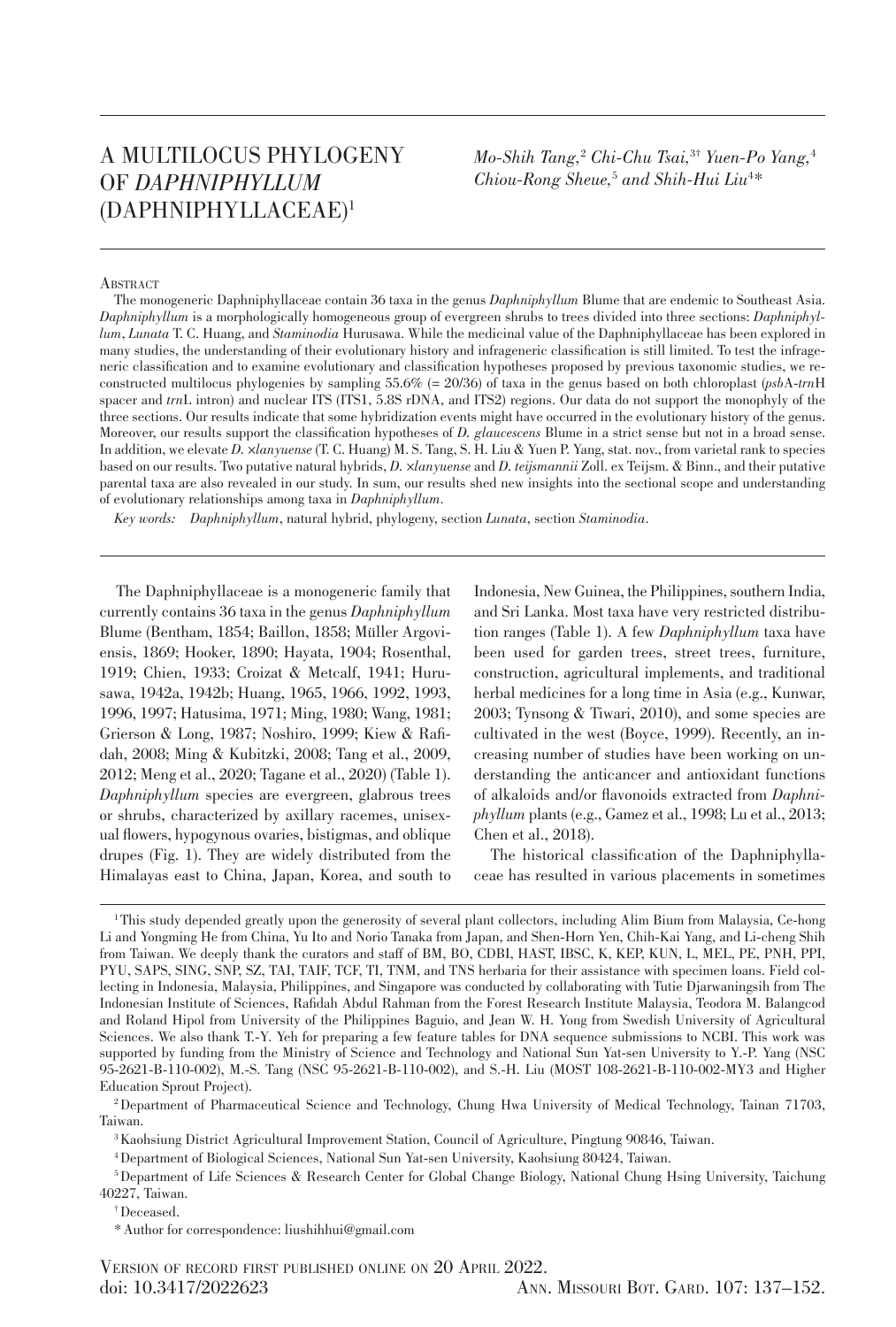# A MULTILOCUS PHYLOGENY OF *DAPHNIPHYLLUM* (DAPHNIPHYLLACEAE)[1]

*Mo-Shih Tang,[2] Chi-Chu Tsai,[3†] Yuen-Po Yang,[4] Chiou-Rong Sheue,[5] and Shih-Hui Liu[4*]*

## Abstract

The monogeneric Daphniphyllaceae contain 36 taxa in the genus *Daphniphyllum* Blume that are endemic to Southeast Asia. *Daphniphyllum* is a morphologically homogeneous group of evergreen shrubs to trees divided into three sections: *Daphniphyllum*, *Lunata* T. C. Huang, and *Staminodia* Hurusawa. While the medicinal value of the Daphniphyllaceae has been explored in many studies, the understanding of their evolutionary history and infrageneric classification is still limited. To test the infrageneric classification and to examine evolutionary and classification hypotheses proposed by previous taxonomic studies, we reconstructed multilocus phylogenies by sampling 55.6% (= 20/36) of taxa in the genus based on both chloroplast (*psb*A-*trn*H spacer and *trn*L intron) and nuclear ITS (ITS1, 5.8S rDNA, and ITS2) regions. Our data do not support the monophyly of the three sections. Our results indicate that some hybridization events might have occurred in the evolutionary history of the genus. Moreover, our results support the classification hypotheses of *D. glaucescens* Blume in a strict sense but not in a broad sense. In addition, we elevate *D.* ×*lanyuense* (T. C. Huang) M. S. Tang, S. H. Liu & Yuen P. Yang, stat. nov., from varietal rank to species based on our results. Two putative natural hybrids, *D.* ×*lanyuense* and *D. teijsmannii* Zoll. ex Teijsm. & Binn., and their putative parental taxa are also revealed in our study. In sum, our results shed new insights into the sectional scope and understanding of evolutionary relationships among taxa in *Daphniphyllum*.

*Key words:* *Daphniphyllum*, natural hybrid, phylogeny, section *Lunata*, section *Staminodia*.

The Daphniphyllaceae is a monogeneric family that currently contains 36 taxa in the genus *Daphniphyllum* Blume (Bentham, 1854; Baillon, 1858; Müller Argoviensis, 1869; Hooker, 1890; Hayata, 1904; Rosenthal, 1919; Chien, 1933; Croizat & Metcalf, 1941; Hurusawa, 1942a, 1942b; Huang, 1965, 1966, 1992, 1993, 1996, 1997; Hatusima, 1971; Ming, 1980; Wang, 1981; Grierson & Long, 1987; Noshiro, 1999; Kiew & Rafidah, 2008; Ming & Kubitzki, 2008; Tang et al., 2009, 2012; Meng et al., 2020; Tagane et al., 2020) (Table 1). *Daphniphyllum* species are evergreen, glabrous trees or shrubs, characterized by axillary racemes, unisexual flowers, hypogynous ovaries, bistigmas, and oblique drupes (Fig. 1). They are widely distributed from the Himalayas east to China, Japan, Korea, and south to Indonesia, New Guinea, the Philippines, southern India, and Sri Lanka. Most taxa have very restricted distribution ranges (Table 1). A few *Daphniphyllum* taxa have been used for garden trees, street trees, furniture, construction, agricultural implements, and traditional herbal medicines for a long time in Asia (e.g., Kunwar, 2003; Tynsong & Tiwari, 2010), and some species are cultivated in the west (Boyce, 1999). Recently, an increasing number of studies have been working on understanding the anticancer and antioxidant functions of alkaloids and/or flavonoids extracted from *Daphniphyllum* plants (e.g., Gamez et al., 1998; Lu et al., 2013; Chen et al., 2018).

The historical classification of the Daphniphyllaceae has resulted in various placements in sometimes

[1] This study depended greatly upon the generosity of several plant collectors, including Alim Bium from Malaysia, Ce-hong Li and Yongming He from China, Yu Ito and Norio Tanaka from Japan, and Shen-Horn Yen, Chih-Kai Yang, and Li-cheng Shih from Taiwan. We deeply thank the curators and staff of BM, BO, CDBI, HAST, IBSC, K, KEP, KUN, L, MEL, PE, PNH, PPI, PYU, SAPS, SING, SNP, SZ, TAI, TAIF, TCF, TI, TNM, and TNS herbaria for their assistance with specimen loans. Field collecting in Indonesia, Malaysia, Philippines, and Singapore was conducted by collaborating with Tutie Djarwaningsih from The Indonesian Institute of Sciences, Rafidah Abdul Rahman from the Forest Research Institute Malaysia, Teodora M. Balangcod and Roland Hipol from University of the Philippines Baguio, and Jean W. H. Yong from Swedish University of Agricultural Sciences. We also thank T.-Y. Yeh for preparing a few feature tables for DNA sequence submissions to NCBI. This work was supported by funding from the Ministry of Science and Technology and National Sun Yat-sen University to Y.-P. Yang (NSC 95-2621-B-110-002), M.-S. Tang (NSC 95-2621-B-110-002), and S.-H. Liu (MOST 108-2621-B-110-002-MY3 and Higher Education Sprout Project).

[2] Department of Pharmaceutical Science and Technology, Chung Hwa University of Medical Technology, Tainan 71703, Taiwan.

[3] Kaohsiung District Agricultural Improvement Station, Council of Agriculture, Pingtung 90846, Taiwan.

[4] Department of Biological Sciences, National Sun Yat-sen University, Kaohsiung 80424, Taiwan.

[5] Department of Life Sciences & Research Center for Global Change Biology, National Chung Hsing University, Taichung 40227, Taiwan.

† Deceased.

\* Author for correspondence: liushihhui@gmail.com

Version of record first published online on 20 April 2022.
doi: 10.3417/2022623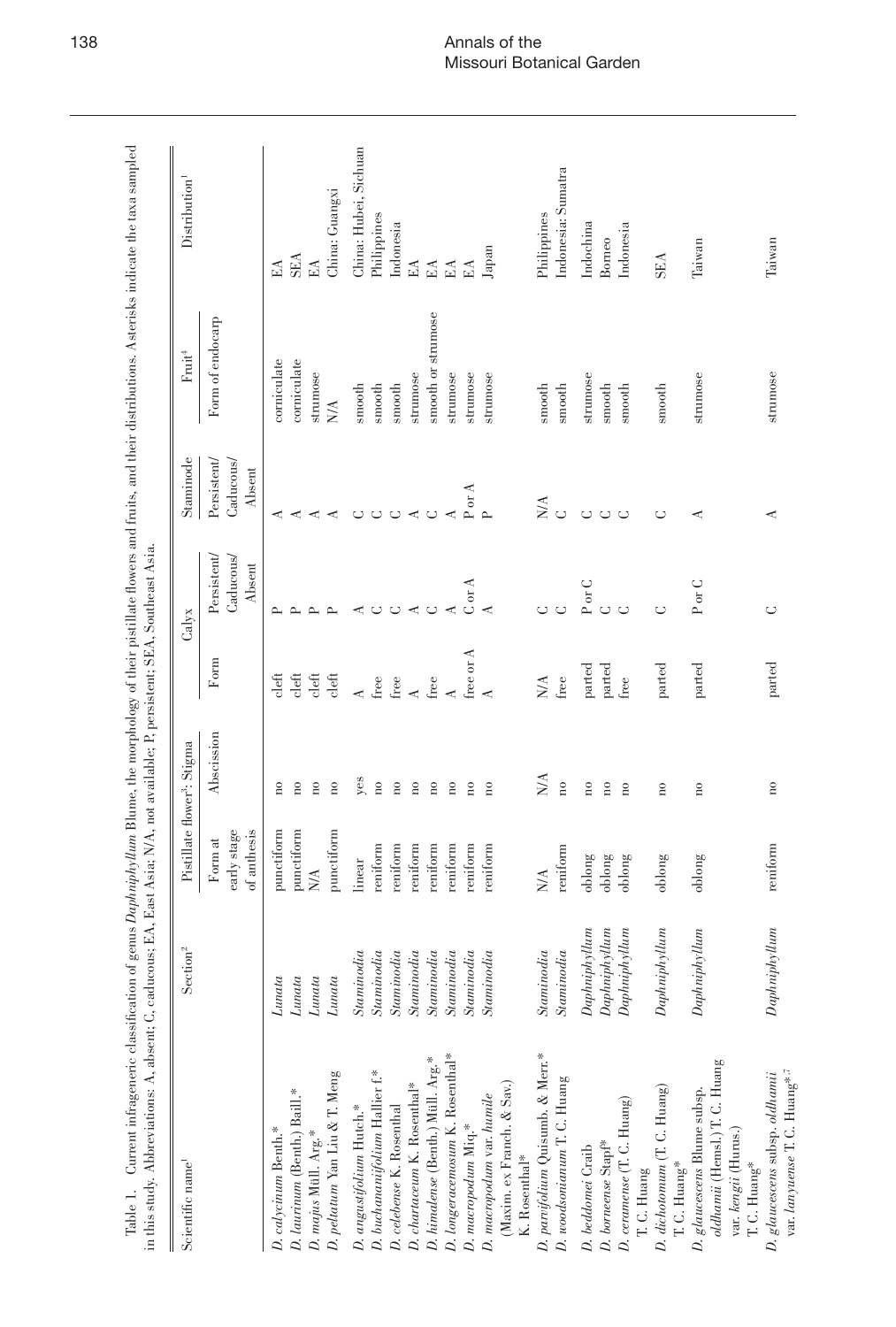Table 1. Current infrageneric classification of genus *Daphniphyllum* Blume, the morphology of their pistillate flowers and fruits, and their distributions. Asterisks indicate the taxa sampled in this study. Abbreviations: A, absent; C, caducous; EA, East Asia; N/A, not available; P, persistent; SEA, Southeast Asia.

| Scientific name[1] | Section[2] | Pistillate flower[3]: Stigma | | Calyx | | Staminode | Fruit[4] | Distribution[1] |
|---|---|---|---|---|---|---|---|---|
| | | Form at early stage of anthesis | Abscission | Form | Persistent/ Caducous/ Absent | Persistent/ Caducous/ Absent | Form of endocarp | |
| *D. calycinum* Benth.* | *Lunata* | punctiform | no | cleft | P | A | corniculate | EA |
| *D. laurinum* (Benth.) Baill.* | *Lunata* | punctiform | no | cleft | P | A | corniculate | SEA |
| *D. majus* Müll. Arg.* | *Lunata* | N/A | no | cleft | P | A | strumose | EA |
| *D. peltatum* Yan Liu & T. Meng | *Lunata* | punctiform | no | cleft | P | A | N/A | China: Guangxi |
| *D. angustifolium* Hutch.* | *Staminodia* | linear | yes | A | A | C | smooth | China: Hubei, Sichuan |
| *D. buchananiifolium* Hallier f.* | *Staminodia* | reniform | no | free | C | C | smooth | Philippines |
| *D. celebense* K. Rosenthal | *Staminodia* | reniform | no | free | C | C | smooth | Indonesia |
| *D. chartaceum* K. Rosenthal* | *Staminodia* | reniform | no | A | A | A | strumose | EA |
| *D. himalense* (Benth.) Müll. Arg.* | *Staminodia* | reniform | no | free | C | C | smooth or strumose | EA |
| *D. longeracemosum* K. Rosenthal* | *Staminodia* | reniform | no | A | A | A | strumose | EA |
| *D. macropodum* Miq.* | *Staminodia* | reniform | no | free or A | C or A | P or A | strumose | EA |
| *D. macropodum* var. *humile* (Maxim. ex Franch. & Sav.) K. Rosenthal* | *Staminodia* | reniform | no | A | A | P | strumose | Japan |
| *D. parvifolium* Quisumb. & Merr.* | *Staminodia* | N/A | N/A | N/A | C | N/A | smooth | Philippines |
| *D. woodsonianum* T. C. Huang | *Staminodia* | reniform | no | free | C | C | smooth | Indonesia: Sumatra |
| *D. beddomei* Craib | *Daphniphyllum* | oblong | no | parted | P or C | C | strumose | Indochina |
| *D. borneense* Stapf* | *Daphniphyllum* | oblong | no | parted | C | C | smooth | Borneo |
| *D. ceramense* (T. C. Huang) T. C. Huang | *Daphniphyllum* | oblong | no | free | C | C | smooth | Indonesia |
| *D. dichotomum* (T. C. Huang) T. C. Huang* | *Daphniphyllum* | oblong | no | parted | C | C | smooth | SEA |
| *D. glaucescens* Blume subsp. *oldhamii* (Hemsl.) T. C. Huang var. *kengii* (Hurus.) T. C. Huang* | *Daphniphyllum* | oblong | no | parted | P or C | A | strumose | Taiwan |
| *D. glaucescens* subsp. *oldhamii* var. *lanyuense* T. C. Huang*,[7] | *Daphniphyllum* | reniform | no | parted | C | A | strumose | Taiwan |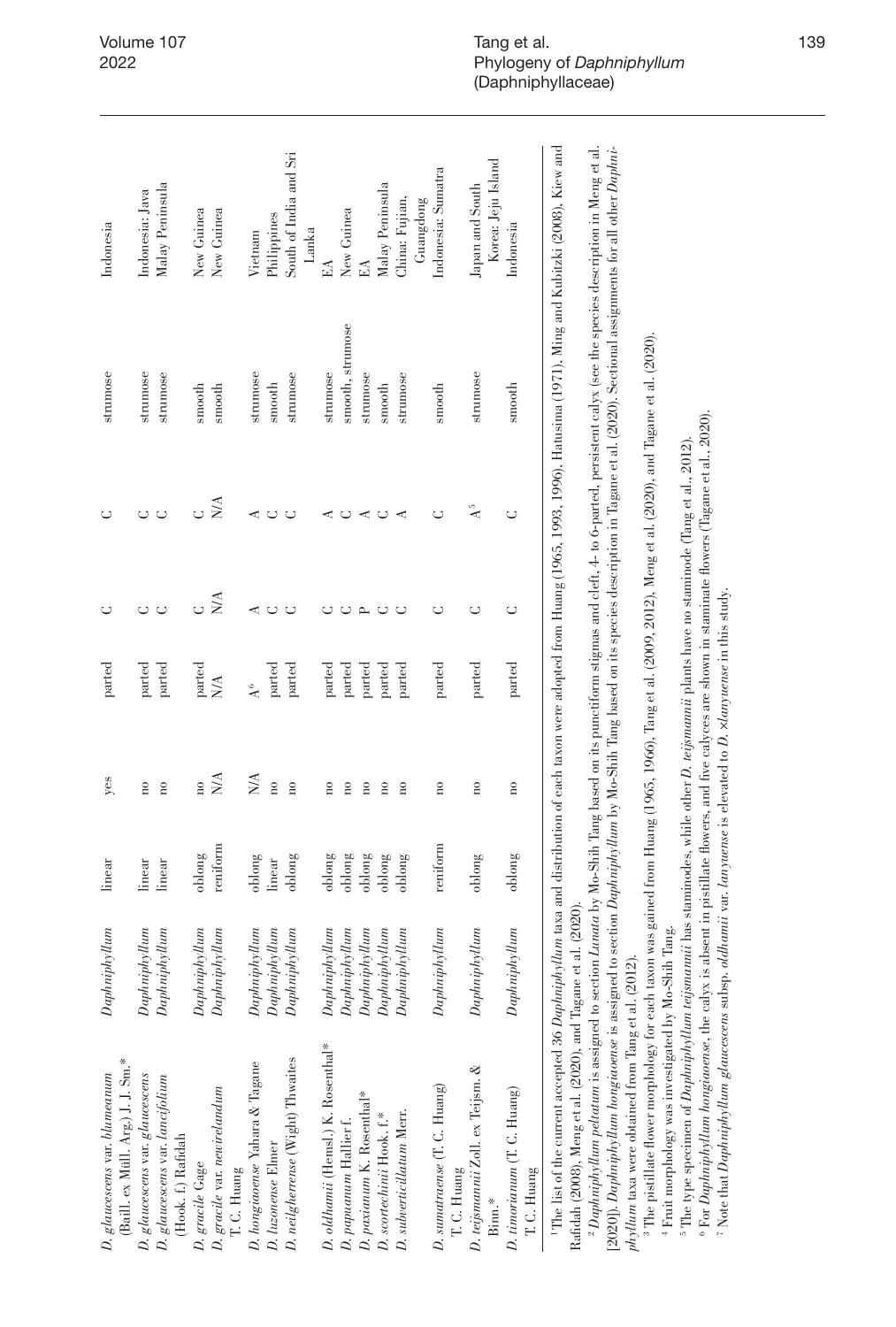| | | | | | | | | | |
|---|---|---|---|---|---|---|---|---|---|
| *D. glaucescens* var. *blumeanum* (Baill. ex Müll. Arg.) J. J. Sm.* | *Daphniphyllum* | linear | yes | parted | C | C | strumose | Indonesia |
| *D. glaucescens* var. *glaucescens* | *Daphniphyllum* | linear | no | parted | C | C | strumose | Indonesia: Java |
| *D. glaucescens* var. *lancifolium* (Hook. f.) Rafidah | *Daphniphyllum* | linear | no | parted | C | C | strumose | Malay Peninsula |
| *D. gracile* Gage | *Daphniphyllum* | oblong | no | parted | C | C | smooth | New Guinea |
| *D. gracile* var. *newirelandum* T. C. Huang | *Daphniphyllum* | reniform | N/A | N/A | N/A | N/A | smooth | New Guinea |
| *D. hongiaoense* Yahara & Tagane | *Daphniphyllum* | oblong | N/A | A[6] | A | A | strumose | Vietnam |
| *D. luzonense* Elmer | *Daphniphyllum* | linear | no | parted | C | C | smooth | Philippines |
| *D. neilgherrense* (Wight) Thwaites | *Daphniphyllum* | oblong | no | parted | C | C | strumose | South of India and Sri Lanka |
| *D. oldhamii* (Hemsl.) K. Rosenthal* | *Daphniphyllum* | oblong | no | parted | C | A | strumose | EA |
| *D. papuanum* Hallier f. | *Daphniphyllum* | oblong | no | parted | C | C | smooth, strumose | New Guinea |
| *D. paxianum* K. Rosenthal* | *Daphniphyllum* | oblong | no | parted | P | A | strumose | EA |
| *D. scortechinii* Hook. f.* | *Daphniphyllum* | oblong | no | parted | C | C | smooth | Malay Peninsula |
| *D. subverticillatum* Merr. | *Daphniphyllum* | oblong | no | parted | C | A | strumose | China: Fujian, Guangdong |
| *D. sumatraense* (T. C. Huang) T. C. Huang | *Daphniphyllum* | reniform | no | parted | C | C | smooth | Indonesia: Sumatra |
| *D. teijsmannii* Zoll. ex Teijsm. & Binn.* | *Daphniphyllum* | oblong | no | parted | C | A[5] | strumose | Japan and South Korea: Jeju Island |
| *D. timorianum* (T. C. Huang) T. C. Huang | *Daphniphyllum* | oblong | no | parted | C | C | smooth | Indonesia |

[1]The list of the current accepted 36 *Daphniphyllum* taxa and distribution of each taxon were adopted from Huang (1965, 1993, 1996), Hatusima (1971), Ming and Kubitzki (2008), Kiew and Rafidah (2008), Meng et al. (2020), and Tagane et al. (2020).

[2]*Daphniphyllum peltatum* is assigned to section *Lunata* by Mo-Shih Tang based on its punctiform stigmas and cleft, 4- to 6-parted, persistent calyx (see the species description in Meng et al. [2020]). *Daphniphyllum hongiaoense* is assigned to section *Daphniphyllum* by Mo-Shih Tang based on its species description in Tagane et al. (2020). Sectional assignments for all other *Daphniphyllum* taxa were obtained from Tang et al. (2012).

[3]The pistillate flower morphology for each taxon was gained from Huang (1965, 1966), Tang et al. (2009, 2012), Meng et al. (2020), and Tagane et al. (2020).

[4]Fruit morphology was investigated by Mo-Shih Tang.

[5]The type specimen of *Daphniphyllum teijsmannii* has staminodes, while other *D. teijsmannii* plants have no staminode (Tang et al., 2012).

[6]For *Daphniphyllum hongiaoense*, the calyx is absent in pistillate flowers, and five calyces are shown in staminate flowers (Tagane et al., 2020).

[7]Note that *Daphniphyllum glaucescens* subsp. *oldhamii* var. *lanyuense* is elevated to *D.* ×*lanyuense* in this study.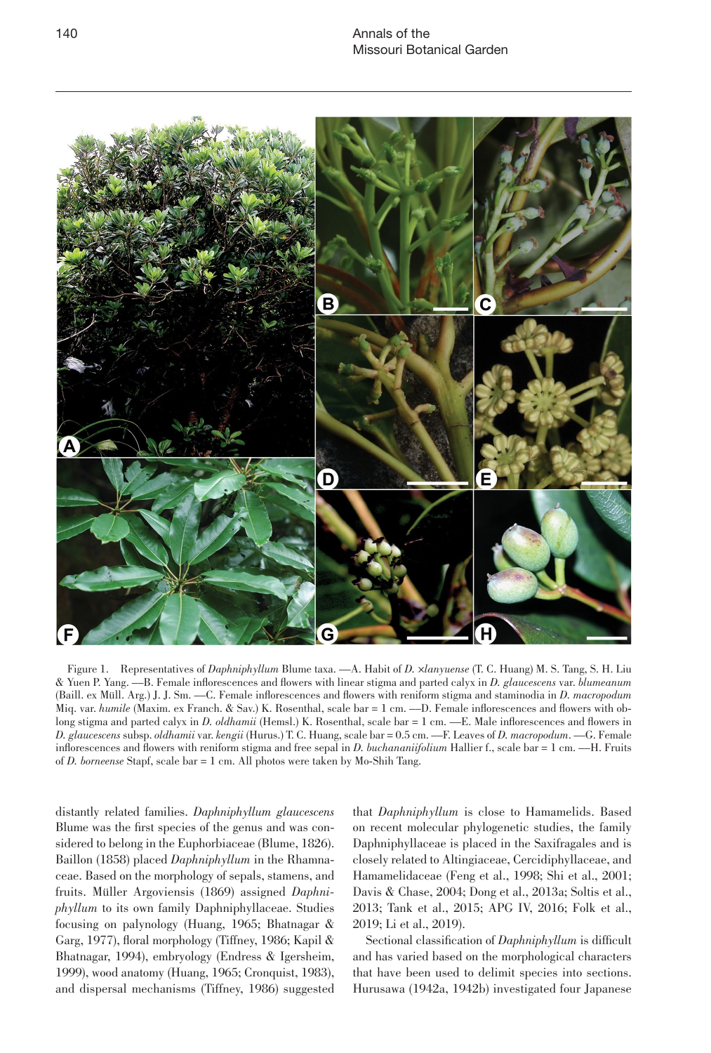Figure 1. Representatives of *Daphniphyllum* Blume taxa. —A. Habit of *D. ×lanyuense* (T. C. Huang) M. S. Tang, S. H. Liu & Yuen P. Yang. —B. Female inflorescences and flowers with linear stigma and parted calyx in *D. glaucescens* var. *blumeanum* (Baill. ex Müll. Arg.) J. J. Sm. —C. Female inflorescences and flowers with reniform stigma and staminodia in *D. macropodum* Miq. var. *humile* (Maxim. ex Franch. & Sav.) K. Rosenthal, scale bar = 1 cm. —D. Female inflorescences and flowers with oblong stigma and parted calyx in *D. oldhamii* (Hemsl.) K. Rosenthal, scale bar = 1 cm. —E. Male inflorescences and flowers in *D. glaucescens* subsp. *oldhamii* var. *kengii* (Hurus.) T. C. Huang, scale bar = 0.5 cm. —F. Leaves of *D. macropodum*. —G. Female inflorescences and flowers with reniform stigma and free sepal in *D. buchananiifolium* Hallier f., scale bar = 1 cm. —H. Fruits of *D. borneense* Stapf, scale bar = 1 cm. All photos were taken by Mo-Shih Tang.

distantly related families. *Daphniphyllum glaucescens* Blume was the first species of the genus and was considered to belong in the Euphorbiaceae (Blume, 1826). Baillon (1858) placed *Daphniphyllum* in the Rhamnaceae. Based on the morphology of sepals, stamens, and fruits. Müller Argoviensis (1869) assigned *Daphniphyllum* to its own family Daphniphyllaceae. Studies focusing on palynology (Huang, 1965; Bhatnagar & Garg, 1977), floral morphology (Tiffney, 1986; Kapil & Bhatnagar, 1994), embryology (Endress & Igersheim, 1999), wood anatomy (Huang, 1965; Cronquist, 1983), and dispersal mechanisms (Tiffney, 1986) suggested that *Daphniphyllum* is close to Hamamelids. Based on recent molecular phylogenetic studies, the family Daphniphyllaceae is placed in the Saxifragales and is closely related to Altingiaceae, Cercidiphyllaceae, and Hamamelidaceae (Feng et al., 1998; Shi et al., 2001; Davis & Chase, 2004; Dong et al., 2013a; Soltis et al., 2013; Tank et al., 2015; APG IV, 2016; Folk et al., 2019; Li et al., 2019).

Sectional classification of *Daphniphyllum* is difficult and has varied based on the morphological characters that have been used to delimit species into sections. Hurusawa (1942a, 1942b) investigated four Japanese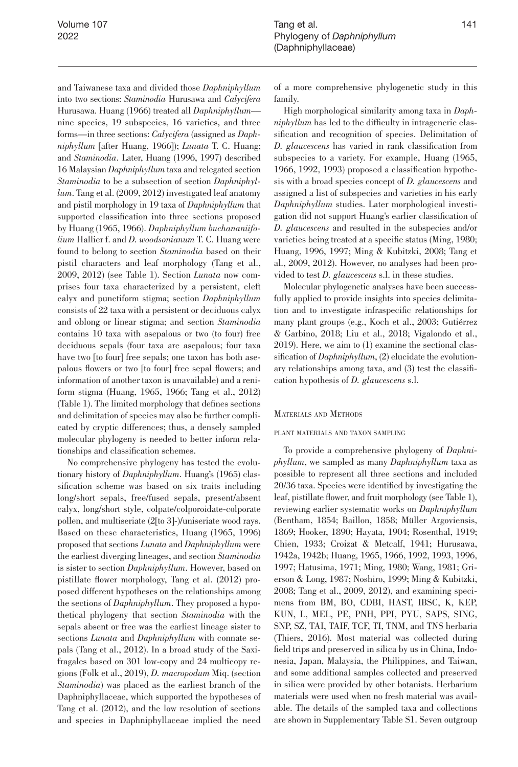and Taiwanese taxa and divided those *Daphniphyllum* into two sections: *Staminodia* Hurusawa and *Calycifera* Hurusawa. Huang (1966) treated all *Daphniphyllum*—nine species, 19 subspecies, 16 varieties, and three forms—in three sections: *Calycifera* (assigned as *Daphniphyllum* [after Huang, 1966]); *Lunata* T. C. Huang; and *Staminodia*. Later, Huang (1996, 1997) described 16 Malaysian *Daphniphyllum* taxa and relegated section *Staminodia* to be a subsection of section *Daphniphyllum*. Tang et al. (2009, 2012) investigated leaf anatomy and pistil morphology in 19 taxa of *Daphniphyllum* that supported classification into three sections proposed by Huang (1965, 1966). *Daphniphyllum buchananiifolium* Hallier f. and *D. woodsonianum* T. C. Huang were found to belong to section *Staminodia* based on their pistil characters and leaf morphology (Tang et al., 2009, 2012) (see Table 1). Section *Lunata* now comprises four taxa characterized by a persistent, cleft calyx and punctiform stigma; section *Daphniphyllum* consists of 22 taxa with a persistent or deciduous calyx and oblong or linear stigma; and section *Staminodia* contains 10 taxa with asepalous or two (to four) free deciduous sepals (four taxa are asepalous; four taxa have two [to four] free sepals; one taxon has both asepalous flowers or two [to four] free sepal flowers; and information of another taxon is unavailable) and a reniform stigma (Huang, 1965, 1966; Tang et al., 2012) (Table 1). The limited morphology that defines sections and delimitation of species may also be further complicated by cryptic differences; thus, a densely sampled molecular phylogeny is needed to better inform relationships and classification schemes.

No comprehensive phylogeny has tested the evolutionary history of *Daphniphyllum*. Huang's (1965) classification scheme was based on six traits including long/short sepals, free/fused sepals, present/absent calyx, long/short style, colpate/colporoidate-colporate pollen, and multiseriate (2[to 3]-)/uniseriate wood rays. Based on these characteristics, Huang (1965, 1996) proposed that sections *Lunata* and *Daphniphyllum* were the earliest diverging lineages, and section *Staminodia* is sister to section *Daphniphyllum*. However, based on pistillate flower morphology, Tang et al. (2012) proposed different hypotheses on the relationships among the sections of *Daphniphyllum*. They proposed a hypothetical phylogeny that section *Staminodia* with the sepals absent or free was the earliest lineage sister to sections *Lunata* and *Daphniphyllum* with connate sepals (Tang et al., 2012). In a broad study of the Saxifragales based on 301 low-copy and 24 multicopy regions (Folk et al., 2019), *D. macropodum* Miq. (section *Staminodia*) was placed as the earliest branch of the Daphniphyllaceae, which supported the hypotheses of Tang et al. (2012), and the low resolution of sections and species in Daphniphyllaceae implied the need of a more comprehensive phylogenetic study in this family.

High morphological similarity among taxa in *Daphniphyllum* has led to the difficulty in intrageneric classification and recognition of species. Delimitation of *D. glaucescens* has varied in rank classification from subspecies to a variety. For example, Huang (1965, 1966, 1992, 1993) proposed a classification hypothesis with a broad species concept of *D. glaucescens* and assigned a list of subspecies and varieties in his early *Daphniphyllum* studies. Later morphological investigation did not support Huang's earlier classification of *D. glaucescens* and resulted in the subspecies and/or varieties being treated at a specific status (Ming, 1980; Huang, 1996, 1997; Ming & Kubitzki, 2008; Tang et al., 2009, 2012). However, no analyses had been provided to test *D. glaucescens* s.l. in these studies.

Molecular phylogenetic analyses have been successfully applied to provide insights into species delimitation and to investigate infraspecific relationships for many plant groups (e.g., Koch et al., 2003; Gutiérrez & Garbino, 2018; Liu et al., 2018; Vigalondo et al., 2019). Here, we aim to (1) examine the sectional classification of *Daphniphyllum*, (2) elucidate the evolutionary relationships among taxa, and (3) test the classification hypothesis of *D. glaucescens* s.l.

## Materials and Methods

### Plant materials and taxon sampling

To provide a comprehensive phylogeny of *Daphniphyllum*, we sampled as many *Daphniphyllum* taxa as possible to represent all three sections and included 20/36 taxa. Species were identified by investigating the leaf, pistillate flower, and fruit morphology (see Table 1), reviewing earlier systematic works on *Daphniphyllum* (Bentham, 1854; Baillon, 1858; Müller Argoviensis, 1869; Hooker, 1890; Hayata, 1904; Rosenthal, 1919; Chien, 1933; Croizat & Metcalf, 1941; Hurusawa, 1942a, 1942b; Huang, 1965, 1966, 1992, 1993, 1996, 1997; Hatusima, 1971; Ming, 1980; Wang, 1981; Grierson & Long, 1987; Noshiro, 1999; Ming & Kubitzki, 2008; Tang et al., 2009, 2012), and examining specimens from BM, BO, CDBI, HAST, IBSC, K, KEP, KUN, L, MEL, PE, PNH, PPI, PYU, SAPS, SING, SNP, SZ, TAI, TAIF, TCF, TI, TNM, and TNS herbaria (Thiers, 2016). Most material was collected during field trips and preserved in silica by us in China, Indonesia, Japan, Malaysia, the Philippines, and Taiwan, and some additional samples collected and preserved in silica were provided by other botanists. Herbarium materials were used when no fresh material was available. The details of the sampled taxa and collections are shown in Supplementary Table S1. Seven outgroup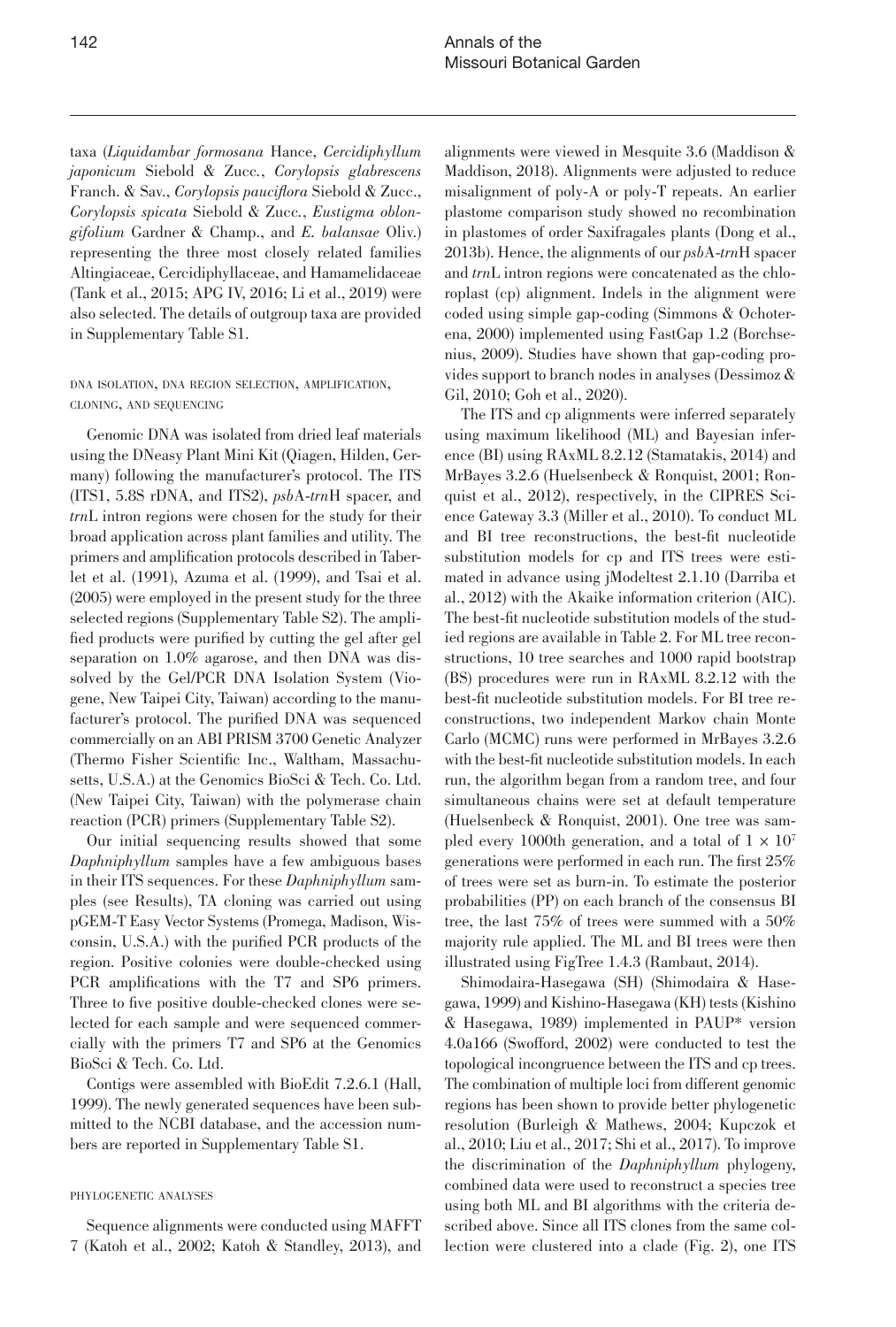taxa (*Liquidambar formosana* Hance, *Cercidiphyllum japonicum* Siebold & Zucc., *Corylopsis glabrescens* Franch. & Sav., *Corylopsis pauciflora* Siebold & Zucc., *Corylopsis spicata* Siebold & Zucc., *Eustigma oblongifolium* Gardner & Champ., and *E. balansae* Oliv.) representing the three most closely related families Altingiaceae, Cercidiphyllaceae, and Hamamelidaceae (Tank et al., 2015; APG IV, 2016; Li et al., 2019) were also selected. The details of outgroup taxa are provided in Supplementary Table S1.

### DNA ISOLATION, DNA REGION SELECTION, AMPLIFICATION, CLONING, AND SEQUENCING

Genomic DNA was isolated from dried leaf materials using the DNeasy Plant Mini Kit (Qiagen, Hilden, Germany) following the manufacturer's protocol. The ITS (ITS1, 5.8S rDNA, and ITS2), *psb*A-*trn*H spacer, and *trn*L intron regions were chosen for the study for their broad application across plant families and utility. The primers and amplification protocols described in Taberlet et al. (1991), Azuma et al. (1999), and Tsai et al. (2005) were employed in the present study for the three selected regions (Supplementary Table S2). The amplified products were purified by cutting the gel after gel separation on 1.0% agarose, and then DNA was dissolved by the Gel/PCR DNA Isolation System (Viogene, New Taipei City, Taiwan) according to the manufacturer's protocol. The purified DNA was sequenced commercially on an ABI PRISM 3700 Genetic Analyzer (Thermo Fisher Scientific Inc., Waltham, Massachusetts, U.S.A.) at the Genomics BioSci & Tech. Co. Ltd. (New Taipei City, Taiwan) with the polymerase chain reaction (PCR) primers (Supplementary Table S2).

Our initial sequencing results showed that some *Daphniphyllum* samples have a few ambiguous bases in their ITS sequences. For these *Daphniphyllum* samples (see Results), TA cloning was carried out using pGEM-T Easy Vector Systems (Promega, Madison, Wisconsin, U.S.A.) with the purified PCR products of the region. Positive colonies were double-checked using PCR amplifications with the T7 and SP6 primers. Three to five positive double-checked clones were selected for each sample and were sequenced commercially with the primers T7 and SP6 at the Genomics BioSci & Tech. Co. Ltd.

Contigs were assembled with BioEdit 7.2.6.1 (Hall, 1999). The newly generated sequences have been submitted to the NCBI database, and the accession numbers are reported in Supplementary Table S1.

### PHYLOGENETIC ANALYSES

Sequence alignments were conducted using MAFFT 7 (Katoh et al., 2002; Katoh & Standley, 2013), and alignments were viewed in Mesquite 3.6 (Maddison & Maddison, 2018). Alignments were adjusted to reduce misalignment of poly-A or poly-T repeats. An earlier plastome comparison study showed no recombination in plastomes of order Saxifragales plants (Dong et al., 2013b). Hence, the alignments of our *psb*A-*trn*H spacer and *trn*L intron regions were concatenated as the chloroplast (cp) alignment. Indels in the alignment were coded using simple gap-coding (Simmons & Ochoterena, 2000) implemented using FastGap 1.2 (Borchsenius, 2009). Studies have shown that gap-coding provides support to branch nodes in analyses (Dessimoz & Gil, 2010; Goh et al., 2020).

The ITS and cp alignments were inferred separately using maximum likelihood (ML) and Bayesian inference (BI) using RAxML 8.2.12 (Stamatakis, 2014) and MrBayes 3.2.6 (Huelsenbeck & Ronquist, 2001; Ronquist et al., 2012), respectively, in the CIPRES Science Gateway 3.3 (Miller et al., 2010). To conduct ML and BI tree reconstructions, the best-fit nucleotide substitution models for cp and ITS trees were estimated in advance using jModeltest 2.1.10 (Darriba et al., 2012) with the Akaike information criterion (AIC). The best-fit nucleotide substitution models of the studied regions are available in Table 2. For ML tree reconstructions, 10 tree searches and 1000 rapid bootstrap (BS) procedures were run in RAxML 8.2.12 with the best-fit nucleotide substitution models. For BI tree reconstructions, two independent Markov chain Monte Carlo (MCMC) runs were performed in MrBayes 3.2.6 with the best-fit nucleotide substitution models. In each run, the algorithm began from a random tree, and four simultaneous chains were set at default temperature (Huelsenbeck & Ronquist, 2001). One tree was sampled every 1000th generation, and a total of $1 \times 10^7$ generations were performed in each run. The first 25% of trees were set as burn-in. To estimate the posterior probabilities (PP) on each branch of the consensus BI tree, the last 75% of trees were summed with a 50% majority rule applied. The ML and BI trees were then illustrated using FigTree 1.4.3 (Rambaut, 2014).

Shimodaira-Hasegawa (SH) (Shimodaira & Hasegawa, 1999) and Kishino-Hasegawa (KH) tests (Kishino & Hasegawa, 1989) implemented in PAUP* version 4.0a166 (Swofford, 2002) were conducted to test the topological incongruence between the ITS and cp trees. The combination of multiple loci from different genomic regions has been shown to provide better phylogenetic resolution (Burleigh & Mathews, 2004; Kupczok et al., 2010; Liu et al., 2017; Shi et al., 2017). To improve the discrimination of the *Daphniphyllum* phylogeny, combined data were used to reconstruct a species tree using both ML and BI algorithms with the criteria described above. Since all ITS clones from the same collection were clustered into a clade (Fig. 2), one ITS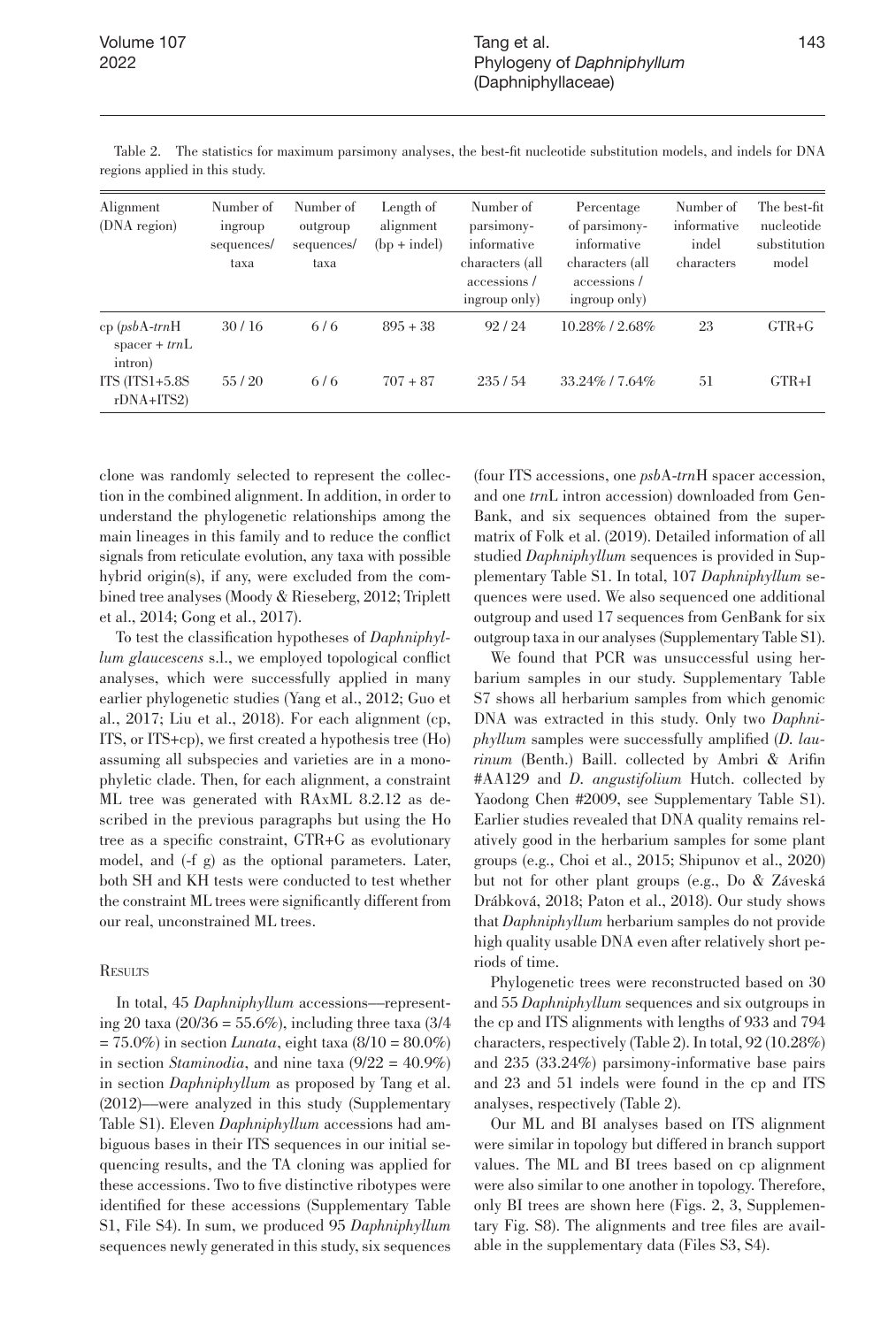Table 2. The statistics for maximum parsimony analyses, the best-fit nucleotide substitution models, and indels for DNA regions applied in this study.

| Alignment (DNA region) | Number of ingroup sequences/ taxa | Number of outgroup sequences/ taxa | Length of alignment (bp + indel) | Number of parsimony-informative characters (all accessions / ingroup only) | Percentage of parsimony-informative characters (all accessions / ingroup only) | Number of informative indel characters | The best-fit nucleotide substitution model |
|---|---|---|---|---|---|---|---|
| cp (*psb*A-*trn*H spacer + *trn*L intron) | 30 / 16 | 6 / 6 | 895 + 38 | 92 / 24 | 10.28% / 2.68% | 23 | GTR+G |
| ITS (ITS1+5.8S rDNA+ITS2) | 55 / 20 | 6 / 6 | 707 + 87 | 235 / 54 | 33.24% / 7.64% | 51 | GTR+I |

clone was randomly selected to represent the collection in the combined alignment. In addition, in order to understand the phylogenetic relationships among the main lineages in this family and to reduce the conflict signals from reticulate evolution, any taxa with possible hybrid origin(s), if any, were excluded from the combined tree analyses (Moody & Rieseberg, 2012; Triplett et al., 2014; Gong et al., 2017).

To test the classification hypotheses of *Daphniphyllum glaucescens* s.l., we employed topological conflict analyses, which were successfully applied in many earlier phylogenetic studies (Yang et al., 2012; Guo et al., 2017; Liu et al., 2018). For each alignment (cp, ITS, or ITS+cp), we first created a hypothesis tree (Ho) assuming all subspecies and varieties are in a monophyletic clade. Then, for each alignment, a constraint ML tree was generated with RAxML 8.2.12 as described in the previous paragraphs but using the Ho tree as a specific constraint, GTR+G as evolutionary model, and (-f g) as the optional parameters. Later, both SH and KH tests were conducted to test whether the constraint ML trees were significantly different from our real, unconstrained ML trees.

## Results

In total, 45 *Daphniphyllum* accessions—representing 20 taxa (20/36 = 55.6%), including three taxa (3/4 = 75.0%) in section *Lunata*, eight taxa (8/10 = 80.0%) in section *Staminodia*, and nine taxa (9/22 = 40.9%) in section *Daphniphyllum* as proposed by Tang et al. (2012)—were analyzed in this study (Supplementary Table S1). Eleven *Daphniphyllum* accessions had ambiguous bases in their ITS sequences in our initial sequencing results, and the TA cloning was applied for these accessions. Two to five distinctive ribotypes were identified for these accessions (Supplementary Table S1, File S4). In sum, we produced 95 *Daphniphyllum* sequences newly generated in this study, six sequences (four ITS accessions, one *psb*A-*trn*H spacer accession, and one *trn*L intron accession) downloaded from GenBank, and six sequences obtained from the supermatrix of Folk et al. (2019). Detailed information of all studied *Daphniphyllum* sequences is provided in Supplementary Table S1. In total, 107 *Daphniphyllum* sequences were used. We also sequenced one additional outgroup and used 17 sequences from GenBank for six outgroup taxa in our analyses (Supplementary Table S1).

We found that PCR was unsuccessful using herbarium samples in our study. Supplementary Table S7 shows all herbarium samples from which genomic DNA was extracted in this study. Only two *Daphniphyllum* samples were successfully amplified (*D. laurinum* (Benth.) Baill. collected by Ambri & Arifin #AA129 and *D. angustifolium* Hutch. collected by Yaodong Chen #2009, see Supplementary Table S1). Earlier studies revealed that DNA quality remains relatively good in the herbarium samples for some plant groups (e.g., Choi et al., 2015; Shipunov et al., 2020) but not for other plant groups (e.g., Do & Záveská Drábková, 2018; Paton et al., 2018). Our study shows that *Daphniphyllum* herbarium samples do not provide high quality usable DNA even after relatively short periods of time.

Phylogenetic trees were reconstructed based on 30 and 55 *Daphniphyllum* sequences and six outgroups in the cp and ITS alignments with lengths of 933 and 794 characters, respectively (Table 2). In total, 92 (10.28%) and 235 (33.24%) parsimony-informative base pairs and 23 and 51 indels were found in the cp and ITS analyses, respectively (Table 2).

Our ML and BI analyses based on ITS alignment were similar in topology but differed in branch support values. The ML and BI trees based on cp alignment were also similar to one another in topology. Therefore, only BI trees are shown here (Figs. 2, 3, Supplementary Fig. S8). The alignments and tree files are available in the supplementary data (Files S3, S4).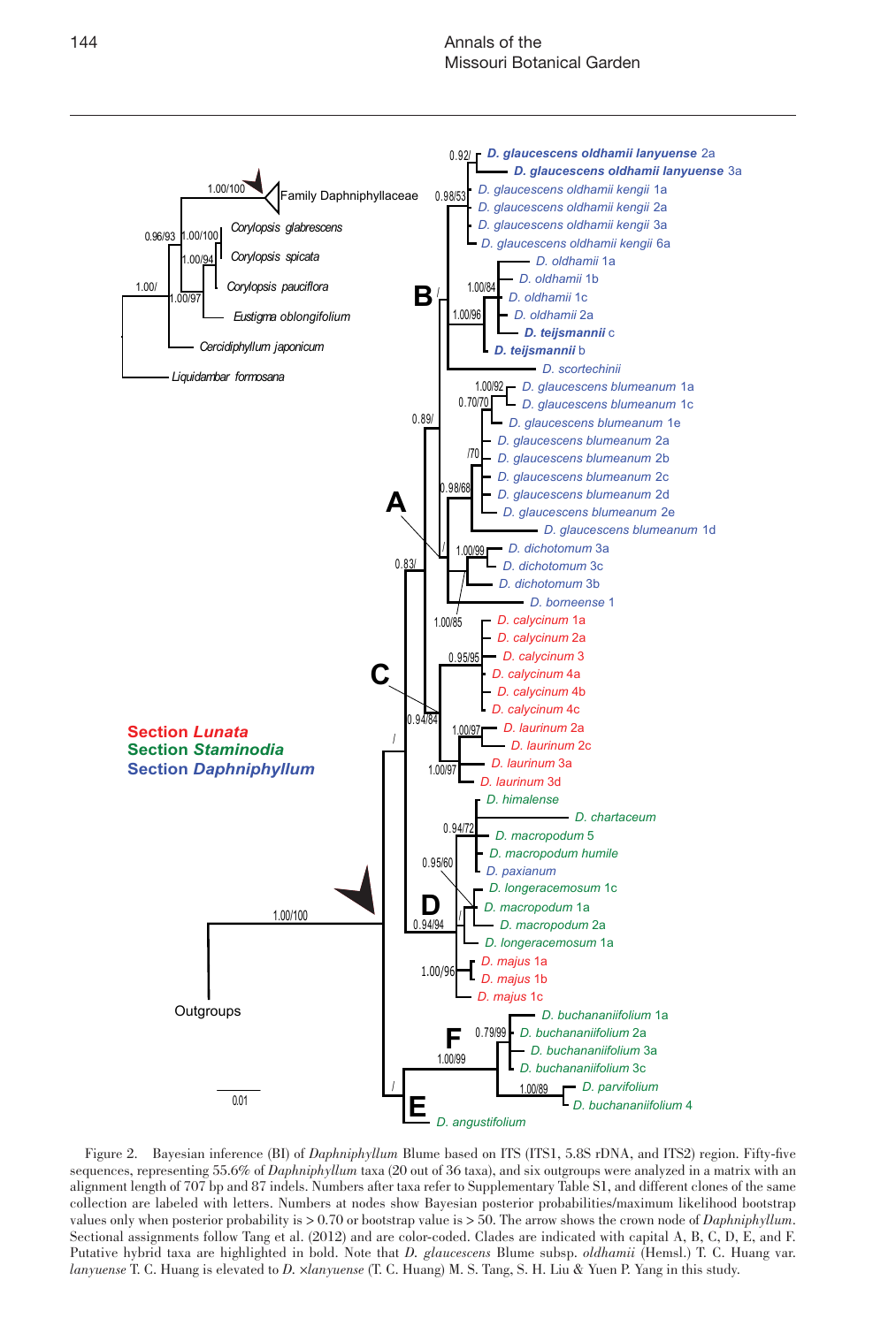Section *Lunata*
Section *Staminodia*
Section *Daphniphyllum*

Family Daphniphyllaceae

1.00/100

*Corylopsis glabrescens*

0.96/93

1.00/100

*Corylopsis spicata*

1.00/94

1.00/

*Corylopsis pauciflora*

1.00/97

*Eustigma oblongifolium*

*Cercidiphyllum japonicum*

*Liquidambar formosana*

0.92/ ***D. glaucescens oldhamii lanyuense*** 2a

***D. glaucescens oldhamii lanyuense*** 3a

0.98/53 *D. glaucescens oldhamii kengii* 1a

*D. glaucescens oldhamii kengii* 2a

*D. glaucescens oldhamii kengii* 3a

*D. glaucescens oldhamii kengii* 6a

*D. oldhamii* 1a

*D. oldhamii* 1b

B /

1.00/84 *D. oldhamii* 1c

1.00/96 *D. oldhamii* 2a

***D. teijsmannii*** c

***D. teijsmannii*** b

*D. scortechinii*

1.00/92 *D. glaucescens blumeanum* 1a

0.70/70 *D. glaucescens blumeanum* 1c

0.89/ *D. glaucescens blumeanum* 1e

*D. glaucescens blumeanum* 2a

/70 *D. glaucescens blumeanum* 2b

*D. glaucescens blumeanum* 2c

0.98/68 *D. glaucescens blumeanum* 2d

A

*D. glaucescens blumeanum* 2e

*D. glaucescens blumeanum* 1d

/ 1.00/99 *D. dichotomum* 3a

0.83/ *D. dichotomum* 3c

*D. dichotomum* 3b

*D. borneense* 1

1.00/85 *D. calycinum* 1a

*D. calycinum* 2a

0.95/95 *D. calycinum* 3

C

*D. calycinum* 4a

*D. calycinum* 4b

*D. calycinum* 4c

0.94/84

1.00/97 *D. laurinum* 2a

/

*D. laurinum* 2c

1.00/97 *D. laurinum* 3a

*D. laurinum* 3d

*D. himalense*

*D. chartaceum*

0.94/72 *D. macropodum* 5

*D. macropodum humile*

0.95/60 *D. paxianum*

*D. longeracemosum* 1c

1.00/100

D / *D. macropodum* 1a

0.94/94 *D. macropodum* 2a

*D. longeracemosum* 1a

*D. majus* 1a

1.00/96 *D. majus* 1b

Outgroups

*D. majus* 1c

*D. buchananiifolium* 1a

F 0.79/99 *D. buchananiifolium* 2a

1.00/99 *D. buchananiifolium* 3a

*D. buchananiifolium* 3c

/ 1.00/89 *D. parvifolium*

*D. buchananiifolium* 4

0.01

E *D. angustifolium*

Figure 2. Bayesian inference (BI) of *Daphniphyllum* Blume based on ITS (ITS1, 5.8S rDNA, and ITS2) region. Fifty-five sequences, representing 55.6% of *Daphniphyllum* taxa (20 out of 36 taxa), and six outgroups were analyzed in a matrix with an alignment length of 707 bp and 87 indels. Numbers after taxa refer to Supplementary Table S1, and different clones of the same collection are labeled with letters. Numbers at nodes show Bayesian posterior probabilities/maximum likelihood bootstrap values only when posterior probability is > 0.70 or bootstrap value is > 50. The arrow shows the crown node of *Daphniphyllum*. Sectional assignments follow Tang et al. (2012) and are color-coded. Clades are indicated with capital A, B, C, D, E, and F. Putative hybrid taxa are highlighted in bold. Note that *D. glaucescens* Blume subsp. *oldhamii* (Hemsl.) T. C. Huang var. *lanyuense* T. C. Huang is elevated to *D.* ×*lanyuense* (T. C. Huang) M. S. Tang, S. H. Liu & Yuen P. Yang in this study.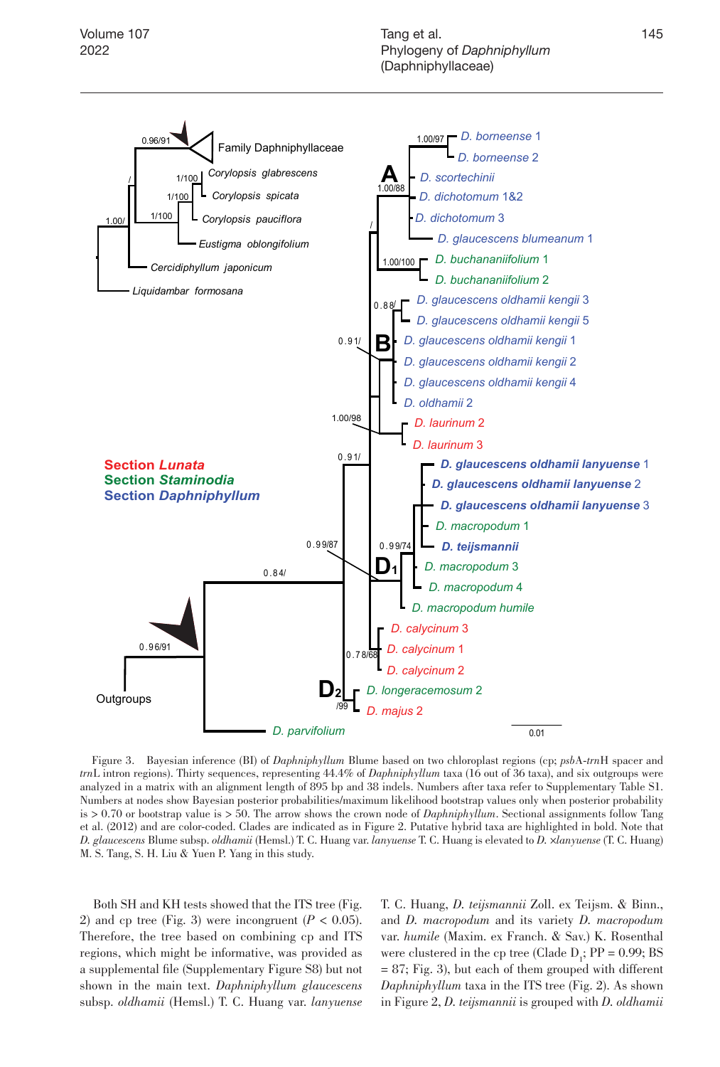Family Daphniphyllaceae

0.96/91

1/100 Corylopsis glabrescens

1/100 Corylopsis spicata

1/100 Corylopsis pauciflora

Eustigma oblongifolium

1.00/

Cercidiphyllum japonicum

Liquidambar formosana

1.00/97 D. borneense 1

D. borneense 2

A

D. scortechinii

1.00/88

D. dichotomum 1&2

D. dichotomum 3

D. glaucescens blumeanum 1

1.00/100 D. buchananiifolium 1

D. buchananiifolium 2

0.88/ D. glaucescens oldhamii kengii 3

D. glaucescens oldhamii kengii 5

0.91/ B D. glaucescens oldhamii kengii 1

D. glaucescens oldhamii kengii 2

D. glaucescens oldhamii kengii 4

D. oldhamii 2

1.00/98

D. laurinum 2

D. laurinum 3

0.91/

Section Lunata

Section Staminodia

Section Daphniphyllum

D. glaucescens oldhamii lanyuense 1

D. glaucescens oldhamii lanyuense 2

D. glaucescens oldhamii lanyuense 3

D. macropodum 1

0.99/87

0.99/74 D. teijsmannii

0.84/

D1 D. macropodum 3

D. macropodum 4

D. macropodum humile

D. calycinum 3

0.96/91

D. calycinum 1

0.78/68

D. calycinum 2

D2 D. longeracemosum 2

Outgroups

/99 D. majus 2

D. parvifolium

0.01

Figure 3. Bayesian inference (BI) of *Daphniphyllum* Blume based on two chloroplast regions (cp; *psb*A-*trn*H spacer and *trn*L intron regions). Thirty sequences, representing 44.4% of *Daphniphyllum* taxa (16 out of 36 taxa), and six outgroups were analyzed in a matrix with an alignment length of 895 bp and 38 indels. Numbers after taxa refer to Supplementary Table S1. Numbers at nodes show Bayesian posterior probabilities/maximum likelihood bootstrap values only when posterior probability is > 0.70 or bootstrap value is > 50. The arrow shows the crown node of *Daphniphyllum*. Sectional assignments follow Tang et al. (2012) and are color-coded. Clades are indicated as in Figure 2. Putative hybrid taxa are highlighted in bold. Note that *D. glaucescens* Blume subsp. *oldhamii* (Hemsl.) T. C. Huang var. *lanyuense* T. C. Huang is elevated to *D.* ×*lanyuense* (T. C. Huang) M. S. Tang, S. H. Liu & Yuen P. Yang in this study.

Both SH and KH tests showed that the ITS tree (Fig. 2) and cp tree (Fig. 3) were incongruent ($P < 0.05$). Therefore, the tree based on combining cp and ITS regions, which might be informative, was provided as a supplemental file (Supplementary Figure S8) but not shown in the main text. *Daphniphyllum glaucescens* subsp. *oldhamii* (Hemsl.) T. C. Huang var. *lanyuense* T. C. Huang, *D. teijsmannii* Zoll. ex Teijsm. & Binn., and *D. macropodum* and its variety *D. macropodum* var. *humile* (Maxim. ex Franch. & Sav.) K. Rosenthal were clustered in the cp tree (Clade $D_1$; PP = 0.99; BS = 87; Fig. 3), but each of them grouped with different *Daphniphyllum* taxa in the ITS tree (Fig. 2). As shown in Figure 2, *D. teijsmannii* is grouped with *D. oldhamii*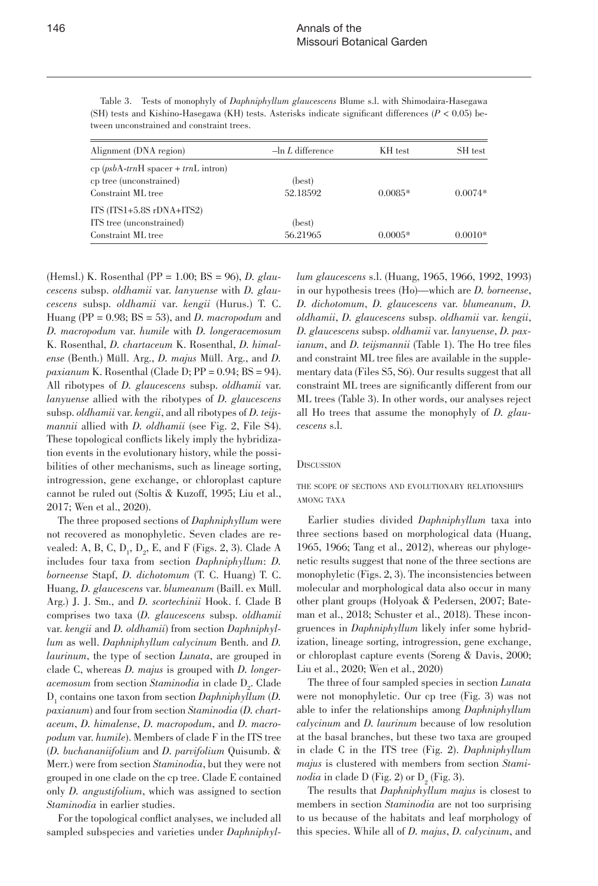Table 3. Tests of monophyly of *Daphniphyllum glaucescens* Blume s.l. with Shimodaira-Hasegawa (SH) tests and Kishino-Hasegawa (KH) tests. Asterisks indicate significant differences ($P < 0.05$) between unconstrained and constraint trees.

| Alignment (DNA region) | –ln *L* difference | KH test | SH test |
|---|---|---|---|
| cp (*psb*A-*trn*H spacer + *trn*L intron) | | | |
| cp tree (unconstrained) | (best) | | |
| Constraint ML tree | 52.18592 | 0.0085* | 0.0074* |
| ITS (ITS1+5.8S rDNA+ITS2) | | | |
| ITS tree (unconstrained) | (best) | | |
| Constraint ML tree | 56.21965 | 0.0005* | 0.0010* |

(Hemsl.) K. Rosenthal (PP = 1.00; BS = 96), *D. glaucescens* subsp. *oldhamii* var. *lanyuense* with *D. glaucescens* subsp. *oldhamii* var. *kengii* (Hurus.) T. C. Huang (PP = 0.98; BS = 53), and *D. macropodum* and *D. macropodum* var. *humile* with *D. longeracemosum* K. Rosenthal, *D. chartaceum* K. Rosenthal, *D. himalense* (Benth.) Müll. Arg., *D. majus* Müll. Arg., and *D. paxianum* K. Rosenthal (Clade D; PP = 0.94; BS = 94). All ribotypes of *D. glaucescens* subsp. *oldhamii* var. *lanyuense* allied with the ribotypes of *D. glaucescens* subsp. *oldhamii* var. *kengii*, and all ribotypes of *D. teijsmannii* allied with *D. oldhamii* (see Fig. 2, File S4). These topological conflicts likely imply the hybridization events in the evolutionary history, while the possibilities of other mechanisms, such as lineage sorting, introgression, gene exchange, or chloroplast capture cannot be ruled out (Soltis & Kuzoff, 1995; Liu et al., 2017; Wen et al., 2020).

The three proposed sections of *Daphniphyllum* were not recovered as monophyletic. Seven clades are revealed: A, B, C, $D_1$, $D_2$, E, and F (Figs. 2, 3). Clade A includes four taxa from section *Daphniphyllum*: *D. borneense* Stapf, *D. dichotomum* (T. C. Huang) T. C. Huang, *D. glaucescens* var. *blumeanum* (Baill. ex Müll. Arg.) J. J. Sm., and *D. scortechinii* Hook. f. Clade B comprises two taxa (*D. glaucescens* subsp. *oldhamii* var. *kengii* and *D. oldhamii*) from section *Daphniphyllum* as well. *Daphniphyllum calycinum* Benth. and *D. laurinum*, the type of section *Lunata*, are grouped in clade C, whereas *D. majus* is grouped with *D. longeracemosum* from section *Staminodia* in clade $D_2$. Clade $D_1$ contains one taxon from section *Daphniphyllum* (*D. paxianum*) and four from section *Staminodia* (*D. chartaceum*, *D. himalense*, *D. macropodum*, and *D. macropodum* var. *humile*). Members of clade F in the ITS tree (*D. buchananiifolium* and *D. parvifolium* Quisumb. & Merr.) were from section *Staminodia*, but they were not grouped in one clade on the cp tree. Clade E contained only *D. angustifolium*, which was assigned to section *Staminodia* in earlier studies.

For the topological conflict analyses, we included all sampled subspecies and varieties under *Daphniphyllum glaucescens* s.l. (Huang, 1965, 1966, 1992, 1993) in our hypothesis trees (Ho)—which are *D. borneense*, *D. dichotomum*, *D. glaucescens* var. *blumeanum*, *D. oldhamii*, *D. glaucescens* subsp. *oldhamii* var. *kengii*, *D. glaucescens* subsp. *oldhamii* var. *lanyuense*, *D. paxianum*, and *D. teijsmannii* (Table 1). The Ho tree files and constraint ML tree files are available in the supplementary data (Files S5, S6). Our results suggest that all constraint ML trees are significantly different from our ML trees (Table 3). In other words, our analyses reject all Ho trees that assume the monophyly of *D. glaucescens* s.l.

## Discussion

### The scope of sections and evolutionary relationships among taxa

Earlier studies divided *Daphniphyllum* taxa into three sections based on morphological data (Huang, 1965, 1966; Tang et al., 2012), whereas our phylogenetic results suggest that none of the three sections are monophyletic (Figs. 2, 3). The inconsistencies between molecular and morphological data also occur in many other plant groups (Holyoak & Pedersen, 2007; Bateman et al., 2018; Schuster et al., 2018). These incongruences in *Daphniphyllum* likely infer some hybridization, lineage sorting, introgression, gene exchange, or chloroplast capture events (Soreng & Davis, 2000; Liu et al., 2020; Wen et al., 2020)

The three of four sampled species in section *Lunata* were not monophyletic. Our cp tree (Fig. 3) was not able to infer the relationships among *Daphniphyllum calycinum* and *D. laurinum* because of low resolution at the basal branches, but these two taxa are grouped in clade C in the ITS tree (Fig. 2). *Daphniphyllum majus* is clustered with members from section *Staminodia* in clade D (Fig. 2) or $D_2$ (Fig. 3).

The results that *Daphniphyllum majus* is closest to members in section *Staminodia* are not too surprising to us because of the habitats and leaf morphology of this species. While all of *D. majus*, *D. calycinum*, and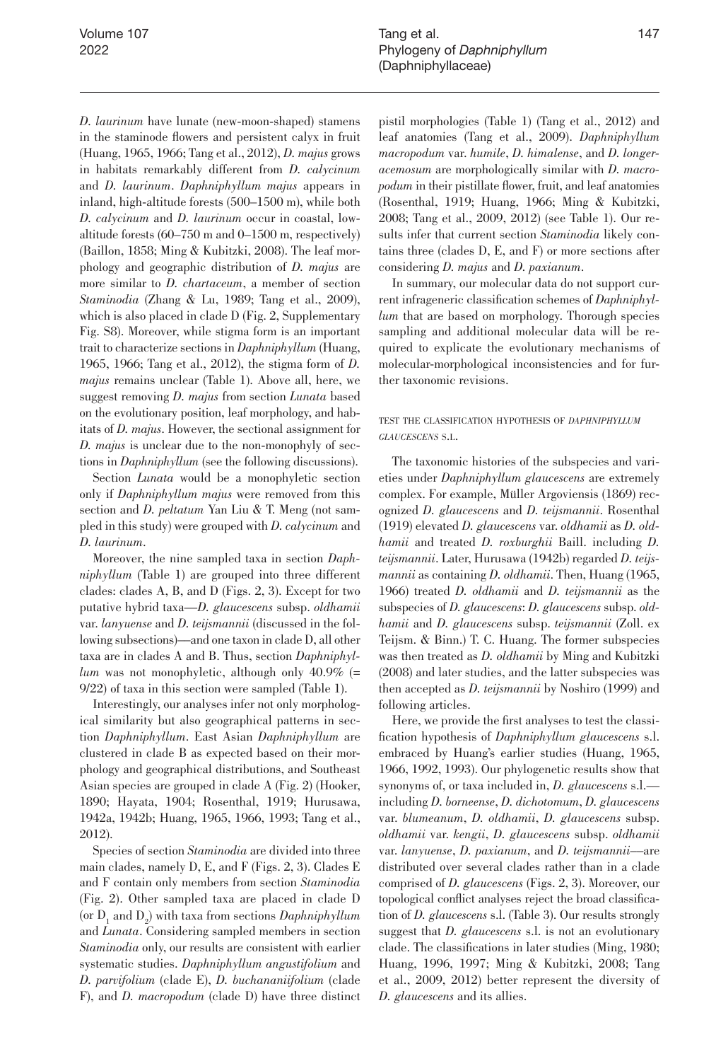*D. laurinum* have lunate (new-moon-shaped) stamens in the staminode flowers and persistent calyx in fruit (Huang, 1965, 1966; Tang et al., 2012), *D. majus* grows in habitats remarkably different from *D. calycinum* and *D. laurinum*. *Daphniphyllum majus* appears in inland, high-altitude forests (500–1500 m), while both *D. calycinum* and *D. laurinum* occur in coastal, low-altitude forests (60–750 m and 0–1500 m, respectively) (Baillon, 1858; Ming & Kubitzki, 2008). The leaf morphology and geographic distribution of *D. majus* are more similar to *D. chartaceum*, a member of section *Staminodia* (Zhang & Lu, 1989; Tang et al., 2009), which is also placed in clade D (Fig. 2, Supplementary Fig. S8). Moreover, while stigma form is an important trait to characterize sections in *Daphniphyllum* (Huang, 1965, 1966; Tang et al., 2012), the stigma form of *D. majus* remains unclear (Table 1). Above all, here, we suggest removing *D. majus* from section *Lunata* based on the evolutionary position, leaf morphology, and habitats of *D. majus*. However, the sectional assignment for *D. majus* is unclear due to the non-monophyly of sections in *Daphniphyllum* (see the following discussions).

Section *Lunata* would be a monophyletic section only if *Daphniphyllum majus* were removed from this section and *D. peltatum* Yan Liu & T. Meng (not sampled in this study) were grouped with *D. calycinum* and *D. laurinum*.

Moreover, the nine sampled taxa in section *Daphniphyllum* (Table 1) are grouped into three different clades: clades A, B, and D (Figs. 2, 3). Except for two putative hybrid taxa—*D. glaucescens* subsp. *oldhamii* var. *lanyuense* and *D. teijsmannii* (discussed in the following subsections)—and one taxon in clade D, all other taxa are in clades A and B. Thus, section *Daphniphyllum* was not monophyletic, although only 40.9% (= 9/22) of taxa in this section were sampled (Table 1).

Interestingly, our analyses infer not only morphological similarity but also geographical patterns in section *Daphniphyllum*. East Asian *Daphniphyllum* are clustered in clade B as expected based on their morphology and geographical distributions, and Southeast Asian species are grouped in clade A (Fig. 2) (Hooker, 1890; Hayata, 1904; Rosenthal, 1919; Hurusawa, 1942a, 1942b; Huang, 1965, 1966, 1993; Tang et al., 2012).

Species of section *Staminodia* are divided into three main clades, namely D, E, and F (Figs. 2, 3). Clades E and F contain only members from section *Staminodia* (Fig. 2). Other sampled taxa are placed in clade D (or $D_1$ and $D_2$) with taxa from sections *Daphniphyllum* and *Lunata*. Considering sampled members in section *Staminodia* only, our results are consistent with earlier systematic studies. *Daphniphyllum angustifolium* and *D. parvifolium* (clade E), *D. buchananiifolium* (clade F), and *D. macropodum* (clade D) have three distinct pistil morphologies (Table 1) (Tang et al., 2012) and leaf anatomies (Tang et al., 2009). *Daphniphyllum macropodum* var. *humile*, *D. himalense*, and *D. longeracemosum* are morphologically similar with *D. macropodum* in their pistillate flower, fruit, and leaf anatomies (Rosenthal, 1919; Huang, 1966; Ming & Kubitzki, 2008; Tang et al., 2009, 2012) (see Table 1). Our results infer that current section *Staminodia* likely contains three (clades D, E, and F) or more sections after considering *D. majus* and *D. paxianum*.

In summary, our molecular data do not support current infrageneric classification schemes of *Daphniphyllum* that are based on morphology. Thorough species sampling and additional molecular data will be required to explicate the evolutionary mechanisms of molecular-morphological inconsistencies and for further taxonomic revisions.

### TEST THE CLASSIFICATION HYPOTHESIS OF *DAPHNIPHYLLUM GLAUCESCENS* S.L.

The taxonomic histories of the subspecies and varieties under *Daphniphyllum glaucescens* are extremely complex. For example, Müller Argoviensis (1869) recognized *D. glaucescens* and *D. teijsmannii*. Rosenthal (1919) elevated *D. glaucescens* var. *oldhamii* as *D. oldhamii* and treated *D. roxburghii* Baill. including *D. teijsmannii*. Later, Hurusawa (1942b) regarded *D. teijsmannii* as containing *D. oldhamii*. Then, Huang (1965, 1966) treated *D. oldhamii* and *D. teijsmannii* as the subspecies of *D. glaucescens*: *D. glaucescens* subsp. *oldhamii* and *D. glaucescens* subsp. *teijsmannii* (Zoll. ex Teijsm. & Binn.) T. C. Huang. The former subspecies was then treated as *D. oldhamii* by Ming and Kubitzki (2008) and later studies, and the latter subspecies was then accepted as *D. teijsmannii* by Noshiro (1999) and following articles.

Here, we provide the first analyses to test the classification hypothesis of *Daphniphyllum glaucescens* s.l. embraced by Huang's earlier studies (Huang, 1965, 1966, 1992, 1993). Our phylogenetic results show that synonyms of, or taxa included in, *D. glaucescens* s.l.—including *D. borneense*, *D. dichotomum*, *D. glaucescens* var. *blumeanum*, *D. oldhamii*, *D. glaucescens* subsp. *oldhamii* var. *kengii*, *D. glaucescens* subsp. *oldhamii* var. *lanyuense*, *D. paxianum*, and *D. teijsmannii*—are distributed over several clades rather than in a clade comprised of *D. glaucescens* (Figs. 2, 3). Moreover, our topological conflict analyses reject the broad classification of *D. glaucescens* s.l. (Table 3). Our results strongly suggest that *D. glaucescens* s.l. is not an evolutionary clade. The classifications in later studies (Ming, 1980; Huang, 1996, 1997; Ming & Kubitzki, 2008; Tang et al., 2009, 2012) better represent the diversity of *D. glaucescens* and its allies.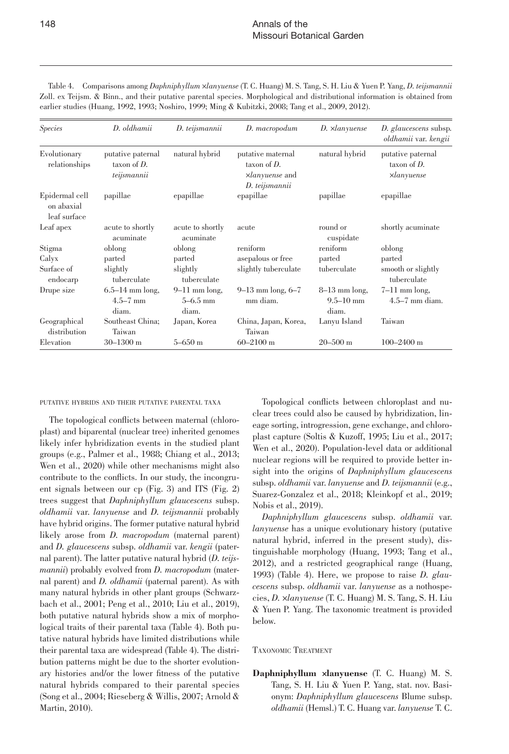Table 4. Comparisons among *Daphniphyllum ×lanyuense* (T. C. Huang) M. S. Tang, S. H. Liu & Yuen P. Yang, *D. teijsmannii* Zoll. ex Teijsm. & Binn., and their putative parental species. Morphological and distributional information is obtained from earlier studies (Huang, 1992, 1993; Noshiro, 1999; Ming & Kubitzki, 2008; Tang et al., 2009, 2012).

| *Species* | *D. oldhamii* | *D. teijsmannii* | *D. macropodum* | *D. ×lanyuense* | *D. glaucescens* subsp. *oldhamii* var. *kengii* |
|---|---|---|---|---|---|
| Evolutionary relationships | putative paternal taxon of *D. teijsmannii* | natural hybrid | putative maternal taxon of *D. ×lanyuense* and *D. teijsmannii* | natural hybrid | putative paternal taxon of *D. ×lanyuense* |
| Epidermal cell on abaxial leaf surface | papillae | epapillae | epapillae | papillae | epapillae |
| Leaf apex | acute to shortly acuminate | acute to shortly acuminate | acute | round or cuspidate | shortly acuminate |
| Stigma | oblong | oblong | reniform | reniform | oblong |
| Calyx | parted | parted | asepalous or free | parted | parted |
| Surface of endocarp | slightly tuberculate | slightly tuberculate | slightly tuberculate | tuberculate | smooth or slightly tuberculate |
| Drupe size | 6.5–14 mm long, 4.5–7 mm diam. | 9–11 mm long, 5–6.5 mm diam. | 9–13 mm long, 6–7 mm diam. | 8–13 mm long, 9.5–10 mm diam. | 7–11 mm long, 4.5–7 mm diam. |
| Geographical distribution | Southeast China; Taiwan | Japan, Korea | China, Japan, Korea, Taiwan | Lanyu Island | Taiwan |
| Elevation | 30–1300 m | 5–650 m | 60–2100 m | 20–500 m | 100–2400 m |

#### PUTATIVE HYBRIDS AND THEIR PUTATIVE PARENTAL TAXA

The topological conflicts between maternal (chloroplast) and biparental (nuclear tree) inherited genomes likely infer hybridization events in the studied plant groups (e.g., Palmer et al., 1988; Chiang et al., 2013; Wen et al., 2020) while other mechanisms might also contribute to the conflicts. In our study, the incongruent signals between our cp (Fig. 3) and ITS (Fig. 2) trees suggest that *Daphniphyllum glaucescens* subsp. *oldhamii* var. *lanyuense* and *D. teijsmannii* probably have hybrid origins. The former putative natural hybrid likely arose from *D. macropodum* (maternal parent) and *D. glaucescens* subsp. *oldhamii* var. *kengii* (paternal parent). The latter putative natural hybrid (*D. teijsmannii*) probably evolved from *D. macropodum* (maternal parent) and *D. oldhamii* (paternal parent). As with many natural hybrids in other plant groups (Schwarzbach et al., 2001; Peng et al., 2010; Liu et al., 2019), both putative natural hybrids show a mix of morphological traits of their parental taxa (Table 4). Both putative natural hybrids have limited distributions while their parental taxa are widespread (Table 4). The distribution patterns might be due to the shorter evolutionary histories and/or the lower fitness of the putative natural hybrids compared to their parental species (Song et al., 2004; Rieseberg & Willis, 2007; Arnold & Martin, 2010).

Topological conflicts between chloroplast and nuclear trees could also be caused by hybridization, lineage sorting, introgression, gene exchange, and chloroplast capture (Soltis & Kuzoff, 1995; Liu et al., 2017; Wen et al., 2020). Population-level data or additional nuclear regions will be required to provide better insight into the origins of *Daphniphyllum glaucescens* subsp. *oldhamii* var. *lanyuense* and *D. teijsmannii* (e.g., Suarez-Gonzalez et al., 2018; Kleinkopf et al., 2019; Nobis et al., 2019).

*Daphniphyllum glaucescens* subsp. *oldhamii* var. *lanyuense* has a unique evolutionary history (putative natural hybrid, inferred in the present study), distinguishable morphology (Huang, 1993; Tang et al., 2012), and a restricted geographical range (Huang, 1993) (Table 4). Here, we propose to raise *D. glaucescens* subsp. *oldhamii* var. *lanyuense* as a nothospecies, *D. ×lanyuense* (T. C. Huang) M. S. Tang, S. H. Liu & Yuen P. Yang. The taxonomic treatment is provided below.

## TAXONOMIC TREATMENT

**Daphniphyllum ×lanyuense** (T. C. Huang) M. S. Tang, S. H. Liu & Yuen P. Yang, stat. nov. Basionym: *Daphniphyllum glaucescens* Blume subsp. *oldhamii* (Hemsl.) T. C. Huang var. *lanyuense* T. C.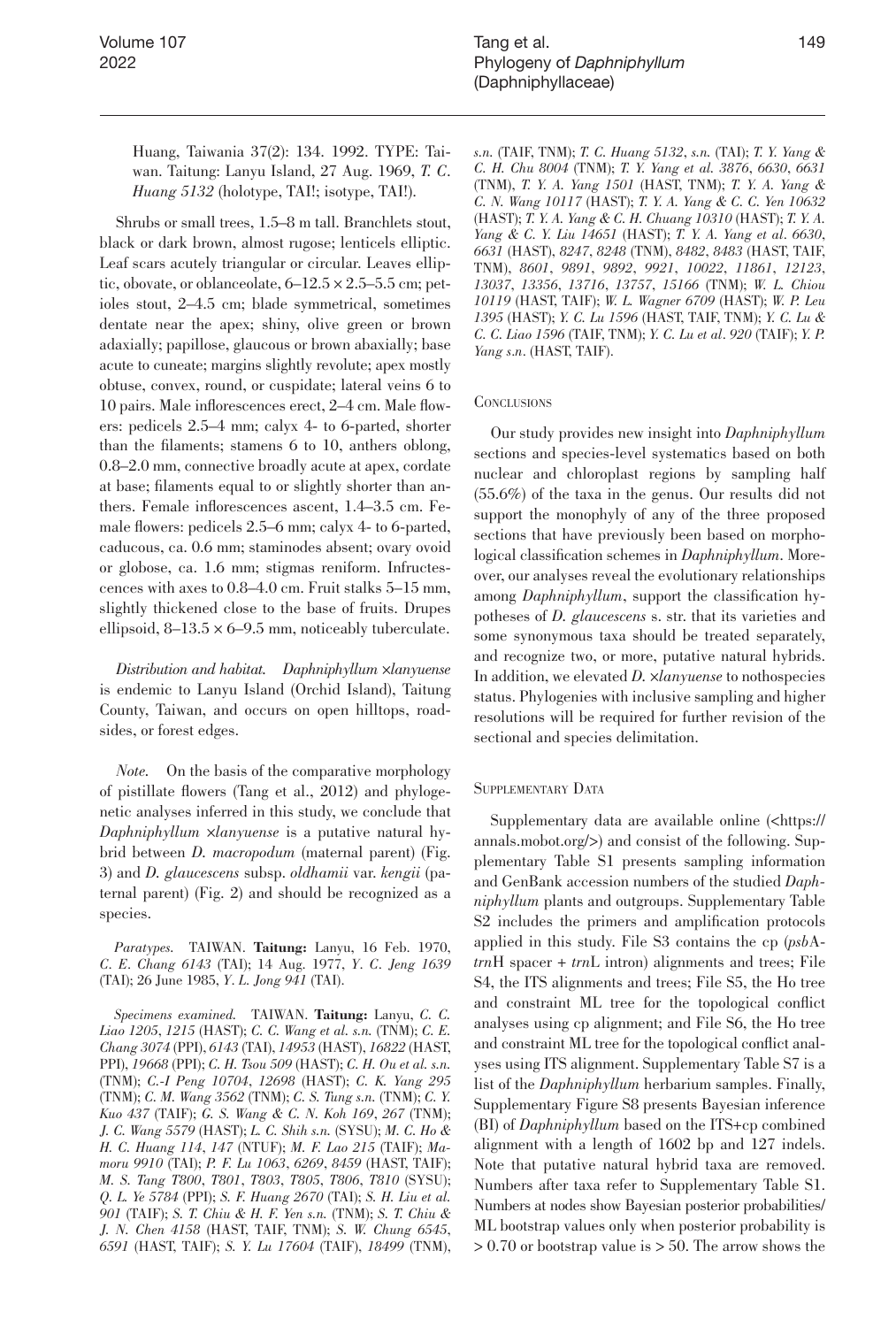Huang, Taiwania 37(2): 134. 1992. TYPE: Taiwan. Taitung: Lanyu Island, 27 Aug. 1969, *T. C. Huang 5132* (holotype, TAI!; isotype, TAI!).

Shrubs or small trees, 1.5–8 m tall. Branchlets stout, black or dark brown, almost rugose; lenticels elliptic. Leaf scars acutely triangular or circular. Leaves elliptic, obovate, or oblanceolate, 6–12.5 × 2.5–5.5 cm; petioles stout, 2–4.5 cm; blade symmetrical, sometimes dentate near the apex; shiny, olive green or brown adaxially; papillose, glaucous or brown abaxially; base acute to cuneate; margins slightly revolute; apex mostly obtuse, convex, round, or cuspidate; lateral veins 6 to 10 pairs. Male inflorescences erect, 2–4 cm. Male flowers: pedicels 2.5–4 mm; calyx 4- to 6-parted, shorter than the filaments; stamens 6 to 10, anthers oblong, 0.8–2.0 mm, connective broadly acute at apex, cordate at base; filaments equal to or slightly shorter than anthers. Female inflorescences ascent, 1.4–3.5 cm. Female flowers: pedicels 2.5–6 mm; calyx 4- to 6-parted, caducous, ca. 0.6 mm; staminodes absent; ovary ovoid or globose, ca. 1.6 mm; stigmas reniform. Infructescences with axes to 0.8–4.0 cm. Fruit stalks 5–15 mm, slightly thickened close to the base of fruits. Drupes ellipsoid, 8–13.5 × 6–9.5 mm, noticeably tuberculate.

*Distribution and habitat.* *Daphniphyllum* ×*lanyuense* is endemic to Lanyu Island (Orchid Island), Taitung County, Taiwan, and occurs on open hilltops, roadsides, or forest edges.

*Note.* On the basis of the comparative morphology of pistillate flowers (Tang et al., 2012) and phylogenetic analyses inferred in this study, we conclude that *Daphniphyllum* ×*lanyuense* is a putative natural hybrid between *D. macropodum* (maternal parent) (Fig. 3) and *D. glaucescens* subsp. *oldhamii* var. *kengii* (paternal parent) (Fig. 2) and should be recognized as a species.

*Paratypes.* TAIWAN. **Taitung:** Lanyu, 16 Feb. 1970, *C. E. Chang 6143* (TAI); 14 Aug. 1977, *Y. C. Jeng 1639* (TAI); 26 June 1985, *Y. L. Jong 941* (TAI).

*Specimens examined.* TAIWAN. **Taitung:** Lanyu, *C. C. Liao 1205*, *1215* (HAST); *C. C. Wang et al. s.n.* (TNM); *C. E. Chang 3074* (PPI), *6143* (TAI), *14953* (HAST), *16822* (HAST, PPI), *19668* (PPI); *C. H. Tsou 509* (HAST); *C. H. Ou et al. s.n.* (TNM); *C.-I Peng 10704*, *12698* (HAST); *C. K. Yang 295* (TNM); *C. M. Wang 3562* (TNM); *C. S. Tung s.n.* (TNM); *C. Y. Kuo 437* (TAIF); *G. S. Wang & C. N. Koh 169*, *267* (TNM); *J. C. Wang 5579* (HAST); *L. C. Shih s.n.* (SYSU); *M. C. Ho & H. C. Huang 114*, *147* (NTUF); *M. F. Lao 215* (TAIF); *Mamoru 9910* (TAI); *P. F. Lu 1063*, *6269*, *8459* (HAST, TAIF); *M. S. Tang T800*, *T801*, *T803*, *T805*, *T806*, *T810* (SYSU); *Q. L. Ye 5784* (PPI); *S. F. Huang 2670* (TAI); *S. H. Liu et al. 901* (TAIF); *S. T. Chiu & H. F. Yen s.n.* (TNM); *S. T. Chiu & J. N. Chen 4158* (HAST, TAIF, TNM); *S. W. Chung 6545*, *6591* (HAST, TAIF); *S. Y. Lu 17604* (TAIF), *18499* (TNM), *s.n.* (TAIF, TNM); *T. C. Huang 5132*, *s.n.* (TAI); *T. Y. Yang & C. H. Chu 8004* (TNM); *T. Y. Yang et al. 3876*, *6630*, *6631* (TNM), *T. Y. A. Yang 1501* (HAST, TNM); *T. Y. A. Yang & C. N. Wang 10117* (HAST); *T. Y. A. Yang & C. C. Yen 10632* (HAST); *T. Y. A. Yang & C. H. Chuang 10310* (HAST); *T. Y. A. Yang & C. Y. Liu 14651* (HAST); *T. Y. A. Yang et al. 6630*, *6631* (HAST), *8247*, *8248* (TNM), *8482*, *8483* (HAST, TAIF, TNM), *8601*, *9891*, *9892*, *9921*, *10022*, *11861*, *12123*, *13037*, *13356*, *13716*, *13757*, *15166* (TNM); *W. L. Chiou 10119* (HAST, TAIF); *W. L. Wagner 6709* (HAST); *W. P. Leu 1395* (HAST); *Y. C. Lu 1596* (HAST, TAIF, TNM); *Y. C. Lu & C. C. Liao 1596* (TAIF, TNM); *Y. C. Lu et al. 920* (TAIF); *Y. P. Yang s.n.* (HAST, TAIF).

## Conclusions

Our study provides new insight into *Daphniphyllum* sections and species-level systematics based on both nuclear and chloroplast regions by sampling half (55.6%) of the taxa in the genus. Our results did not support the monophyly of any of the three proposed sections that have previously been based on morphological classification schemes in *Daphniphyllum*. Moreover, our analyses reveal the evolutionary relationships among *Daphniphyllum*, support the classification hypotheses of *D. glaucescens* s. str. that its varieties and some synonymous taxa should be treated separately, and recognize two, or more, putative natural hybrids. In addition, we elevated *D.* ×*lanyuense* to nothospecies status. Phylogenies with inclusive sampling and higher resolutions will be required for further revision of the sectional and species delimitation.

## Supplementary Data

Supplementary data are available online (<https://annals.mobot.org/>) and consist of the following. Supplementary Table S1 presents sampling information and GenBank accession numbers of the studied *Daphniphyllum* plants and outgroups. Supplementary Table S2 includes the primers and amplification protocols applied in this study. File S3 contains the cp (*psb*A-*trn*H spacer + *trn*L intron) alignments and trees; File S4, the ITS alignments and trees; File S5, the Ho tree and constraint ML tree for the topological conflict analyses using cp alignment; and File S6, the Ho tree and constraint ML tree for the topological conflict analyses using ITS alignment. Supplementary Table S7 is a list of the *Daphniphyllum* herbarium samples. Finally, Supplementary Figure S8 presents Bayesian inference (BI) of *Daphniphyllum* based on the ITS+cp combined alignment with a length of 1602 bp and 127 indels. Note that putative natural hybrid taxa are removed. Numbers after taxa refer to Supplementary Table S1. Numbers at nodes show Bayesian posterior probabilities/ML bootstrap values only when posterior probability is > 0.70 or bootstrap value is > 50. The arrow shows the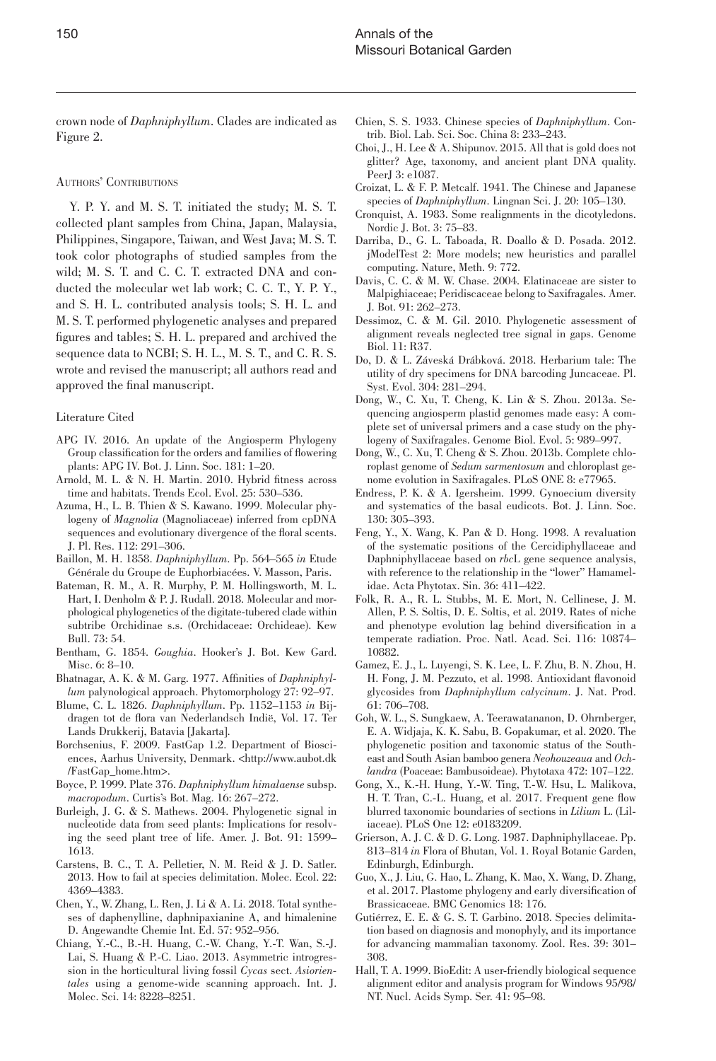crown node of *Daphniphyllum*. Clades are indicated as Figure 2.

## Authors' Contributions

Y. P. Y. and M. S. T. initiated the study; M. S. T. collected plant samples from China, Japan, Malaysia, Philippines, Singapore, Taiwan, and West Java; M. S. T. took color photographs of studied samples from the wild; M. S. T. and C. C. T. extracted DNA and conducted the molecular wet lab work; C. C. T., Y. P. Y., and S. H. L. contributed analysis tools; S. H. L. and M. S. T. performed phylogenetic analyses and prepared figures and tables; S. H. L. prepared and archived the sequence data to NCBI; S. H. L., M. S. T., and C. R. S. wrote and revised the manuscript; all authors read and approved the final manuscript.

## Literature Cited

APG IV. 2016. An update of the Angiosperm Phylogeny Group classification for the orders and families of flowering plants: APG IV. Bot. J. Linn. Soc. 181: 1–20.

Arnold, M. L. & N. H. Martin. 2010. Hybrid fitness across time and habitats. Trends Ecol. Evol. 25: 530–536.

Azuma, H., L. B. Thien & S. Kawano. 1999. Molecular phylogeny of *Magnolia* (Magnoliaceae) inferred from cpDNA sequences and evolutionary divergence of the floral scents. J. Pl. Res. 112: 291–306.

Baillon, M. H. 1858. *Daphniphyllum*. Pp. 564–565 *in* Etude Générale du Groupe de Euphorbiacées. V. Masson, Paris.

Bateman, R. M., A. R. Murphy, P. M. Hollingsworth, M. L. Hart, I. Denholm & P. J. Rudall. 2018. Molecular and morphological phylogenetics of the digitate-tubered clade within subtribe Orchidinae s.s. (Orchidaceae: Orchideae). Kew Bull. 73: 54.

Bentham, G. 1854. *Goughia*. Hooker's J. Bot. Kew Gard. Misc. 6: 8–10.

Bhatnagar, A. K. & M. Garg. 1977. Affinities of *Daphniphyllum* palynological approach. Phytomorphology 27: 92–97.

Blume, C. L. 1826. *Daphniphyllum*. Pp. 1152–1153 *in* Bijdragen tot de flora van Nederlandsch Indië, Vol. 17. Ter Lands Drukkerij, Batavia [Jakarta].

Borchsenius, F. 2009. FastGap 1.2. Department of Biosciences, Aarhus University, Denmark. <http://www.aubot.dk/FastGap_home.htm>.

Boyce, P. 1999. Plate 376. *Daphniphyllum himalaense* subsp. *macropodum*. Curtis's Bot. Mag. 16: 267–272.

Burleigh, J. G. & S. Mathews. 2004. Phylogenetic signal in nucleotide data from seed plants: Implications for resolving the seed plant tree of life. Amer. J. Bot. 91: 1599–1613.

Carstens, B. C., T. A. Pelletier, N. M. Reid & J. D. Satler. 2013. How to fail at species delimitation. Molec. Ecol. 22: 4369–4383.

Chen, Y., W. Zhang, L. Ren, J. Li & A. Li. 2018. Total syntheses of daphenylline, daphnipaxianine A, and himalenine D. Angewandte Chemie Int. Ed. 57: 952–956.

Chiang, Y.-C., B.-H. Huang, C.-W. Chang, Y.-T. Wan, S.-J. Lai, S. Huang & P.-C. Liao. 2013. Asymmetric introgression in the horticultural living fossil *Cycas* sect. *Asiorientales* using a genome-wide scanning approach. Int. J. Molec. Sci. 14: 8228–8251.

Chien, S. S. 1933. Chinese species of *Daphniphyllum*. Contrib. Biol. Lab. Sci. Soc. China 8: 233–243.

Choi, J., H. Lee & A. Shipunov. 2015. All that is gold does not glitter? Age, taxonomy, and ancient plant DNA quality. PeerJ 3: e1087.

Croizat, L. & F. P. Metcalf. 1941. The Chinese and Japanese species of *Daphniphyllum*. Lingnan Sci. J. 20: 105–130.

Cronquist, A. 1983. Some realignments in the dicotyledons. Nordic J. Bot. 3: 75–83.

Darriba, D., G. L. Taboada, R. Doallo & D. Posada. 2012. jModelTest 2: More models; new heuristics and parallel computing. Nature, Meth. 9: 772.

Davis, C. C. & M. W. Chase. 2004. Elatinaceae are sister to Malpighiaceae; Peridiscaceae belong to Saxifragales. Amer. J. Bot. 91: 262–273.

Dessimoz, C. & M. Gil. 2010. Phylogenetic assessment of alignment reveals neglected tree signal in gaps. Genome Biol. 11: R37.

Do, D. & L. Záveská Drábková. 2018. Herbarium tale: The utility of dry specimens for DNA barcoding Juncaceae. Pl. Syst. Evol. 304: 281–294.

Dong, W., C. Xu, T. Cheng, K. Lin & S. Zhou. 2013a. Sequencing angiosperm plastid genomes made easy: A complete set of universal primers and a case study on the phylogeny of Saxifragales. Genome Biol. Evol. 5: 989–997.

Dong, W., C. Xu, T. Cheng & S. Zhou. 2013b. Complete chloroplast genome of *Sedum sarmentosum* and chloroplast genome evolution in Saxifragales. PLoS ONE 8: e77965.

Endress, P. K. & A. Igersheim. 1999. Gynoecium diversity and systematics of the basal eudicots. Bot. J. Linn. Soc. 130: 305–393.

Feng, Y., X. Wang, K. Pan & D. Hong. 1998. A revaluation of the systematic positions of the Cercidiphyllaceae and Daphniphyllaceae based on *rbc*L gene sequence analysis, with reference to the relationship in the "lower" Hamamelidae. Acta Phytotax. Sin. 36: 411–422.

Folk, R. A., R. L. Stubbs, M. E. Mort, N. Cellinese, J. M. Allen, P. S. Soltis, D. E. Soltis, et al. 2019. Rates of niche and phenotype evolution lag behind diversification in a temperate radiation. Proc. Natl. Acad. Sci. 116: 10874–10882.

Gamez, E. J., L. Luyengi, S. K. Lee, L. F. Zhu, B. N. Zhou, H. H. Fong, J. M. Pezzuto, et al. 1998. Antioxidant flavonoid glycosides from *Daphniphyllum calycinum*. J. Nat. Prod. 61: 706–708.

Goh, W. L., S. Sungkaew, A. Teerawatananon, D. Ohrnberger, E. A. Widjaja, K. K. Sabu, B. Gopakumar, et al. 2020. The phylogenetic position and taxonomic status of the Southeast and South Asian bamboo genera *Neohouzeaua* and *Ochlandra* (Poaceae: Bambusoideae). Phytotaxa 472: 107–122.

Gong, X., K.-H. Hung, Y.-W. Ting, T.-W. Hsu, L. Malikova, H. T. Tran, C.-L. Huang, et al. 2017. Frequent gene flow blurred taxonomic boundaries of sections in *Lilium* L. (Liliaceae). PLoS One 12: e0183209.

Grierson, A. J. C. & D. G. Long. 1987. Daphniphyllaceae. Pp. 813–814 *in* Flora of Bhutan, Vol. 1. Royal Botanic Garden, Edinburgh, Edinburgh.

Guo, X., J. Liu, G. Hao, L. Zhang, K. Mao, X. Wang, D. Zhang, et al. 2017. Plastome phylogeny and early diversification of Brassicaceae. BMC Genomics 18: 176.

Gutiérrez, E. E. & G. S. T. Garbino. 2018. Species delimitation based on diagnosis and monophyly, and its importance for advancing mammalian taxonomy. Zool. Res. 39: 301–308.

Hall, T. A. 1999. BioEdit: A user-friendly biological sequence alignment editor and analysis program for Windows 95/98/NT. Nucl. Acids Symp. Ser. 41: 95–98.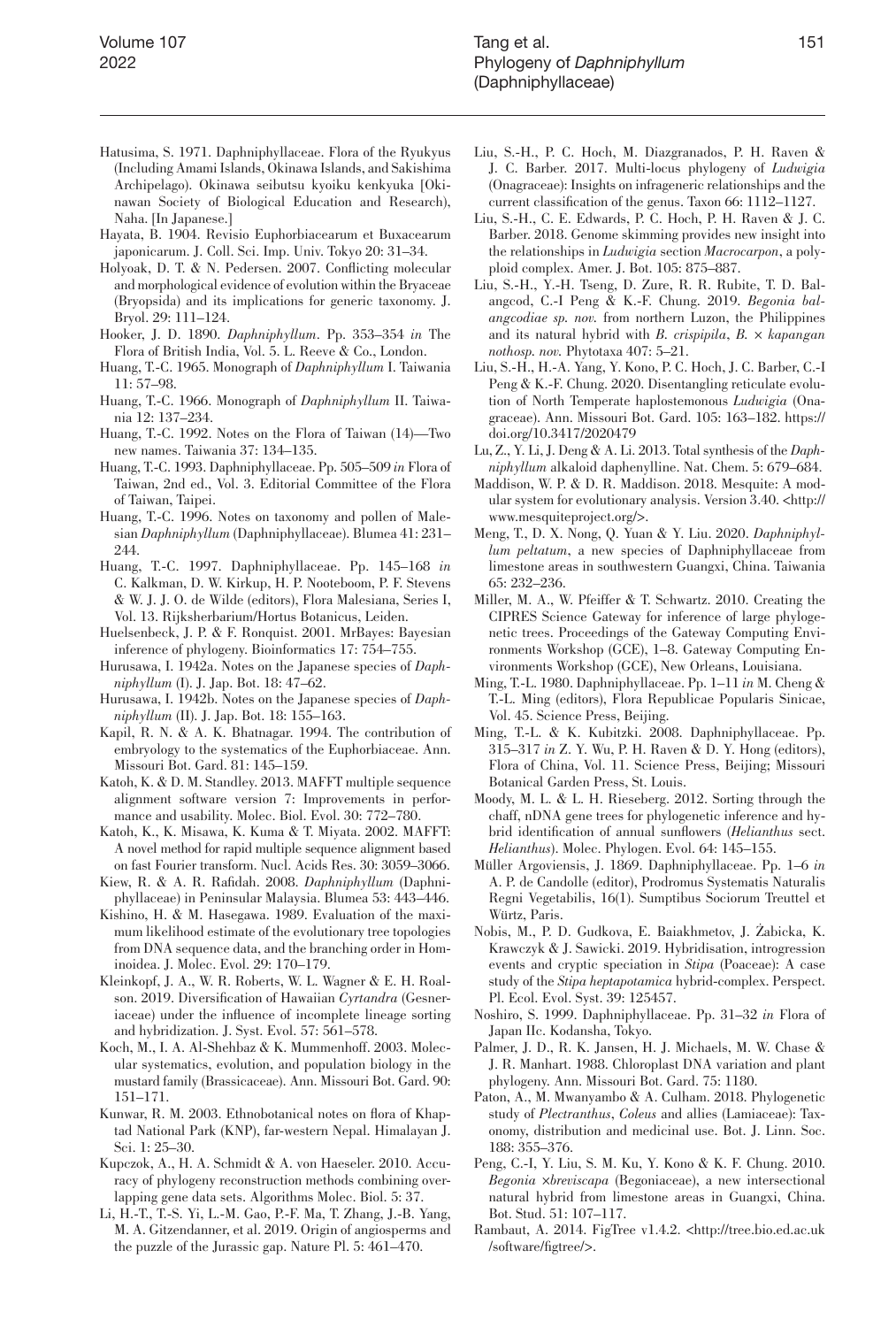Hatusima, S. 1971. Daphniphyllaceae. Flora of the Ryukyus (Including Amami Islands, Okinawa Islands, and Sakishima Archipelago). Okinawa seibutsu kyoiku kenkyuka [Okinawan Society of Biological Education and Research), Naha. [In Japanese.]

Hayata, B. 1904. Revisio Euphorbiacearum et Buxacearum japonicarum. J. Coll. Sci. Imp. Univ. Tokyo 20: 31–34.

Holyoak, D. T. & N. Pedersen. 2007. Conflicting molecular and morphological evidence of evolution within the Bryaceae (Bryopsida) and its implications for generic taxonomy. J. Bryol. 29: 111–124.

Hooker, J. D. 1890. *Daphniphyllum*. Pp. 353–354 *in* The Flora of British India, Vol. 5. L. Reeve & Co., London.

Huang, T.-C. 1965. Monograph of *Daphniphyllum* I. Taiwania 11: 57–98.

Huang, T.-C. 1966. Monograph of *Daphniphyllum* II. Taiwania 12: 137–234.

Huang, T.-C. 1992. Notes on the Flora of Taiwan (14)—Two new names. Taiwania 37: 134–135.

Huang, T.-C. 1993. Daphniphyllaceae. Pp. 505–509 *in* Flora of Taiwan, 2nd ed., Vol. 3. Editorial Committee of the Flora of Taiwan, Taipei.

Huang, T.-C. 1996. Notes on taxonomy and pollen of Malesian *Daphniphyllum* (Daphniphyllaceae). Blumea 41: 231–244.

Huang, T.-C. 1997. Daphniphyllaceae. Pp. 145–168 *in* C. Kalkman, D. W. Kirkup, H. P. Nooteboom, P. F. Stevens & W. J. J. O. de Wilde (editors), Flora Malesiana, Series I, Vol. 13. Rijksherbarium/Hortus Botanicus, Leiden.

Huelsenbeck, J. P. & F. Ronquist. 2001. MrBayes: Bayesian inference of phylogeny. Bioinformatics 17: 754–755.

Hurusawa, I. 1942a. Notes on the Japanese species of *Daphniphyllum* (I). J. Jap. Bot. 18: 47–62.

Hurusawa, I. 1942b. Notes on the Japanese species of *Daphniphyllum* (II). J. Jap. Bot. 18: 155–163.

Kapil, R. N. & A. K. Bhatnagar. 1994. The contribution of embryology to the systematics of the Euphorbiaceae. Ann. Missouri Bot. Gard. 81: 145–159.

Katoh, K. & D. M. Standley. 2013. MAFFT multiple sequence alignment software version 7: Improvements in performance and usability. Molec. Biol. Evol. 30: 772–780.

Katoh, K., K. Misawa, K. Kuma & T. Miyata. 2002. MAFFT: A novel method for rapid multiple sequence alignment based on fast Fourier transform. Nucl. Acids Res. 30: 3059–3066.

Kiew, R. & A. R. Rafidah. 2008. *Daphniphyllum* (Daphniphyllaceae) in Peninsular Malaysia. Blumea 53: 443–446.

Kishino, H. & M. Hasegawa. 1989. Evaluation of the maximum likelihood estimate of the evolutionary tree topologies from DNA sequence data, and the branching order in Hominoidea. J. Molec. Evol. 29: 170–179.

Kleinkopf, J. A., W. R. Roberts, W. L. Wagner & E. H. Roalson. 2019. Diversification of Hawaiian *Cyrtandra* (Gesneriaceae) under the influence of incomplete lineage sorting and hybridization. J. Syst. Evol. 57: 561–578.

Koch, M., I. A. Al-Shehbaz & K. Mummenhoff. 2003. Molecular systematics, evolution, and population biology in the mustard family (Brassicaceae). Ann. Missouri Bot. Gard. 90: 151–171.

Kunwar, R. M. 2003. Ethnobotanical notes on flora of Khaptad National Park (KNP), far-western Nepal. Himalayan J. Sci. 1: 25–30.

Kupczok, A., H. A. Schmidt & A. von Haeseler. 2010. Accuracy of phylogeny reconstruction methods combining overlapping gene data sets. Algorithms Molec. Biol. 5: 37.

Li, H.-T., T.-S. Yi, L.-M. Gao, P.-F. Ma, T. Zhang, J.-B. Yang, M. A. Gitzendanner, et al. 2019. Origin of angiosperms and the puzzle of the Jurassic gap. Nature Pl. 5: 461–470.

Liu, S.-H., P. C. Hoch, M. Diazgranados, P. H. Raven & J. C. Barber. 2017. Multi-locus phylogeny of *Ludwigia* (Onagraceae): Insights on infrageneric relationships and the current classification of the genus. Taxon 66: 1112–1127.

Liu, S.-H., C. E. Edwards, P. C. Hoch, P. H. Raven & J. C. Barber. 2018. Genome skimming provides new insight into the relationships in *Ludwigia* section *Macrocarpon*, a polyploid complex. Amer. J. Bot. 105: 875–887.

Liu, S.-H., Y.-H. Tseng, D. Zure, R. R. Rubite, T. D. Balangcod, C.-I Peng & K.-F. Chung. 2019. *Begonia balangcodiae sp. nov.* from northern Luzon, the Philippines and its natural hybrid with *B. crispipila*, *B.* × *kapangan nothosp. nov.* Phytotaxa 407: 5–21.

Liu, S.-H., H.-A. Yang, Y. Kono, P. C. Hoch, J. C. Barber, C.-I Peng & K.-F. Chung. 2020. Disentangling reticulate evolution of North Temperate haplostemonous *Ludwigia* (Onagraceae). Ann. Missouri Bot. Gard. 105: 163–182. https://doi.org/10.3417/2020479

Lu, Z., Y. Li, J. Deng & A. Li. 2013. Total synthesis of the *Daphniphyllum* alkaloid daphenylline. Nat. Chem. 5: 679–684.

Maddison, W. P. & D. R. Maddison. 2018. Mesquite: A modular system for evolutionary analysis. Version 3.40. <http://www.mesquiteproject.org/>.

Meng, T., D. X. Nong, Q. Yuan & Y. Liu. 2020. *Daphniphyllum peltatum*, a new species of Daphniphyllaceae from limestone areas in southwestern Guangxi, China. Taiwania 65: 232–236.

Miller, M. A., W. Pfeiffer & T. Schwartz. 2010. Creating the CIPRES Science Gateway for inference of large phylogenetic trees. Proceedings of the Gateway Computing Environments Workshop (GCE), 1–8. Gateway Computing Environments Workshop (GCE), New Orleans, Louisiana.

Ming, T.-L. 1980. Daphniphyllaceae. Pp. 1–11 *in* M. Cheng & T.-L. Ming (editors), Flora Republicae Popularis Sinicae, Vol. 45. Science Press, Beijing.

Ming, T.-L. & K. Kubitzki. 2008. Daphniphyllaceae. Pp. 315–317 *in* Z. Y. Wu, P. H. Raven & D. Y. Hong (editors), Flora of China, Vol. 11. Science Press, Beijing; Missouri Botanical Garden Press, St. Louis.

Moody, M. L. & L. H. Rieseberg. 2012. Sorting through the chaff, nDNA gene trees for phylogenetic inference and hybrid identification of annual sunflowers (*Helianthus* sect. *Helianthus*). Molec. Phylogen. Evol. 64: 145–155.

Müller Argoviensis, J. 1869. Daphniphyllaceae. Pp. 1–6 *in* A. P. de Candolle (editor), Prodromus Systematis Naturalis Regni Vegetabilis, 16(1). Sumptibus Sociorum Treuttel et Würtz, Paris.

Nobis, M., P. D. Gudkova, E. Baiakhmetov, J. Żabicka, K. Krawczyk & J. Sawicki. 2019. Hybridisation, introgression events and cryptic speciation in *Stipa* (Poaceae): A case study of the *Stipa heptapotamica* hybrid-complex. Perspect. Pl. Ecol. Evol. Syst. 39: 125457.

Noshiro, S. 1999. Daphniphyllaceae. Pp. 31–32 *in* Flora of Japan IIc. Kodansha, Tokyo.

Palmer, J. D., R. K. Jansen, H. J. Michaels, M. W. Chase & J. R. Manhart. 1988. Chloroplast DNA variation and plant phylogeny. Ann. Missouri Bot. Gard. 75: 1180.

Paton, A., M. Mwanyambo & A. Culham. 2018. Phylogenetic study of *Plectranthus*, *Coleus* and allies (Lamiaceae): Taxonomy, distribution and medicinal use. Bot. J. Linn. Soc. 188: 355–376.

Peng, C.-I, Y. Liu, S. M. Ku, Y. Kono & K. F. Chung. 2010. *Begonia* ×*breviscapa* (Begoniaceae), a new intersectional natural hybrid from limestone areas in Guangxi, China. Bot. Stud. 51: 107–117.

Rambaut, A. 2014. FigTree v1.4.2. <http://tree.bio.ed.ac.uk/software/figtree/>.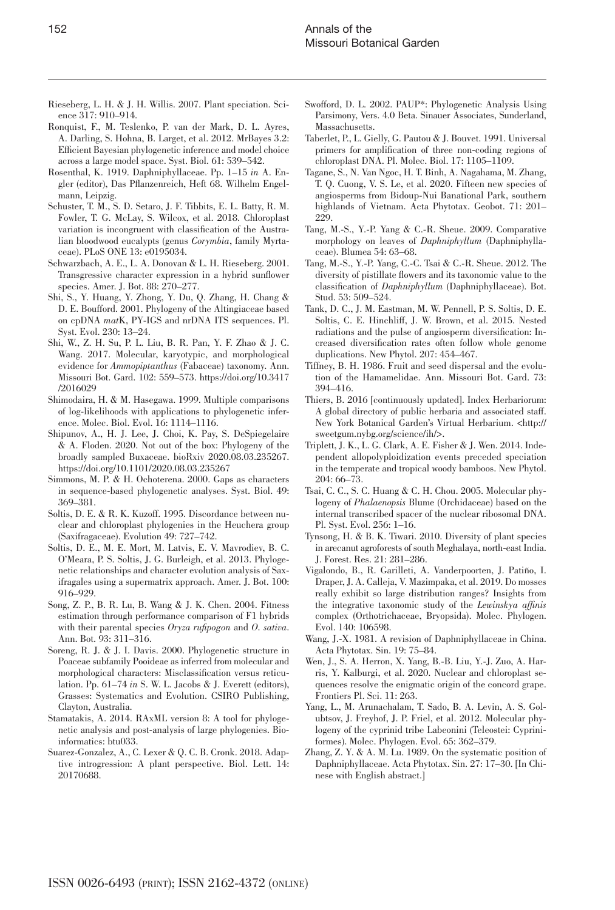Rieseberg, L. H. & J. H. Willis. 2007. Plant speciation. Science 317: 910–914.

Ronquist, F., M. Teslenko, P. van der Mark, D. L. Ayres, A. Darling, S. Hohna, B. Larget, et al. 2012. MrBayes 3.2: Efficient Bayesian phylogenetic inference and model choice across a large model space. Syst. Biol. 61: 539–542.

Rosenthal, K. 1919. Daphniphyllaceae. Pp. 1–15 *in* A. Engler (editor), Das Pflanzenreich, Heft 68. Wilhelm Engelmann, Leipzig.

Schuster, T. M., S. D. Setaro, J. F. Tibbits, E. L. Batty, R. M. Fowler, T. G. McLay, S. Wilcox, et al. 2018. Chloroplast variation is incongruent with classification of the Australian bloodwood eucalypts (genus *Corymbia*, family Myrtaceae). PLoS ONE 13: e0195034.

Schwarzbach, A. E., L. A. Donovan & L. H. Rieseberg. 2001. Transgressive character expression in a hybrid sunflower species. Amer. J. Bot. 88: 270–277.

Shi, S., Y. Huang, Y. Zhong, Y. Du, Q. Zhang, H. Chang & D. E. Boufford. 2001. Phylogeny of the Altingiaceae based on cpDNA *mat*K, PY-IGS and nrDNA ITS sequences. Pl. Syst. Evol. 230: 13–24.

Shi, W., Z. H. Su, P. L. Liu, B. R. Pan, Y. F. Zhao & J. C. Wang. 2017. Molecular, karyotypic, and morphological evidence for *Ammopiptanthus* (Fabaceae) taxonomy. Ann. Missouri Bot. Gard. 102: 559–573. https://doi.org/10.3417/2016029

Shimodaira, H. & M. Hasegawa. 1999. Multiple comparisons of log-likelihoods with applications to phylogenetic inference. Molec. Biol. Evol. 16: 1114–1116.

Shipunov, A., H. J. Lee, J. Choi, K. Pay, S. DeSpiegelaire & A. Floden. 2020. Not out of the box: Phylogeny of the broadly sampled Buxaceae. bioRxiv 2020.08.03.235267. https://doi.org/10.1101/2020.08.03.235267

Simmons, M. P. & H. Ochoterena. 2000. Gaps as characters in sequence-based phylogenetic analyses. Syst. Biol. 49: 369–381.

Soltis, D. E. & R. K. Kuzoff. 1995. Discordance between nuclear and chloroplast phylogenies in the Heuchera group (Saxifragaceae). Evolution 49: 727–742.

Soltis, D. E., M. E. Mort, M. Latvis, E. V. Mavrodiev, B. C. O'Meara, P. S. Soltis, J. G. Burleigh, et al. 2013. Phylogenetic relationships and character evolution analysis of Saxifragales using a supermatrix approach. Amer. J. Bot. 100: 916–929.

Song, Z. P., B. R. Lu, B. Wang & J. K. Chen. 2004. Fitness estimation through performance comparison of F1 hybrids with their parental species *Oryza rufipogon* and *O. sativa*. Ann. Bot. 93: 311–316.

Soreng, R. J. & J. I. Davis. 2000. Phylogenetic structure in Poaceae subfamily Pooideae as inferred from molecular and morphological characters: Misclassification versus reticulation. Pp. 61–74 *in* S. W. L. Jacobs & J. Everett (editors), Grasses: Systematics and Evolution. CSIRO Publishing, Clayton, Australia.

Stamatakis, A. 2014. RAxML version 8: A tool for phylogenetic analysis and post-analysis of large phylogenies. Bioinformatics: btu033.

Suarez-Gonzalez, A., C. Lexer & Q. C. B. Cronk. 2018. Adaptive introgression: A plant perspective. Biol. Lett. 14: 20170688.

Swofford, D. L. 2002. PAUP*: Phylogenetic Analysis Using Parsimony, Vers. 4.0 Beta. Sinauer Associates, Sunderland, Massachusetts.

Taberlet, P., L. Gielly, G. Pautou & J. Bouvet. 1991. Universal primers for amplification of three non-coding regions of chloroplast DNA. Pl. Molec. Biol. 17: 1105–1109.

Tagane, S., N. Van Ngoc, H. T. Binh, A. Nagahama, M. Zhang, T. Q. Cuong, V. S. Le, et al. 2020. Fifteen new species of angiosperms from Bidoup-Nui Banational Park, southern highlands of Vietnam. Acta Phytotax. Geobot. 71: 201–229.

Tang, M.-S., Y.-P. Yang & C.-R. Sheue. 2009. Comparative morphology on leaves of *Daphniphyllum* (Daphniphyllaceae). Blumea 54: 63–68.

Tang, M.-S., Y.-P. Yang, C.-C. Tsai & C.-R. Sheue. 2012. The diversity of pistillate flowers and its taxonomic value to the classification of *Daphniphyllum* (Daphniphyllaceae). Bot. Stud. 53: 509–524.

Tank, D. C., J. M. Eastman, M. W. Pennell, P. S. Soltis, D. E. Soltis, C. E. Hinchliff, J. W. Brown, et al. 2015. Nested radiations and the pulse of angiosperm diversification: Increased diversification rates often follow whole genome duplications. New Phytol. 207: 454–467.

Tiffney, B. H. 1986. Fruit and seed dispersal and the evolution of the Hamamelidae. Ann. Missouri Bot. Gard. 73: 394–416.

Thiers, B. 2016 [continuously updated]. Index Herbariorum: A global directory of public herbaria and associated staff. New York Botanical Garden's Virtual Herbarium. <http://sweetgum.nybg.org/science/ih/>.

Triplett, J. K., L. G. Clark, A. E. Fisher & J. Wen. 2014. Independent allopolyploidization events preceded speciation in the temperate and tropical woody bamboos. New Phytol. 204: 66–73.

Tsai, C. C., S. C. Huang & C. H. Chou. 2005. Molecular phylogeny of *Phalaenopsis* Blume (Orchidaceae) based on the internal transcribed spacer of the nuclear ribosomal DNA. Pl. Syst. Evol. 256: 1–16.

Tynsong, H. & B. K. Tiwari. 2010. Diversity of plant species in arecanut agroforests of south Meghalaya, north-east India. J. Forest. Res. 21: 281–286.

Vigalondo, B., R. Garilleti, A. Vanderpoorten, J. Patiño, I. Draper, J. A. Calleja, V. Mazimpaka, et al. 2019. Do mosses really exhibit so large distribution ranges? Insights from the integrative taxonomic study of the *Lewinskya affinis* complex (Orthotrichaceae, Bryopsida). Molec. Phylogen. Evol. 140: 106598.

Wang, J.-X. 1981. A revision of Daphniphyllaceae in China. Acta Phytotax. Sin. 19: 75–84.

Wen, J., S. A. Herron, X. Yang, B.-B. Liu, Y.-J. Zuo, A. Harris, Y. Kalburgi, et al. 2020. Nuclear and chloroplast sequences resolve the enigmatic origin of the concord grape. Frontiers Pl. Sci. 11: 263.

Yang, L., M. Arunachalam, T. Sado, B. A. Levin, A. S. Golubtsov, J. Freyhof, J. P. Friel, et al. 2012. Molecular phylogeny of the cyprinid tribe Labeonini (Teleostei: Cypriniformes). Molec. Phylogen. Evol. 65: 362–379.

Zhang, Z. Y. & A. M. Lu. 1989. On the systematic position of Daphniphyllaceae. Acta Phytotax. Sin. 27: 17–30. [In Chinese with English abstract.]